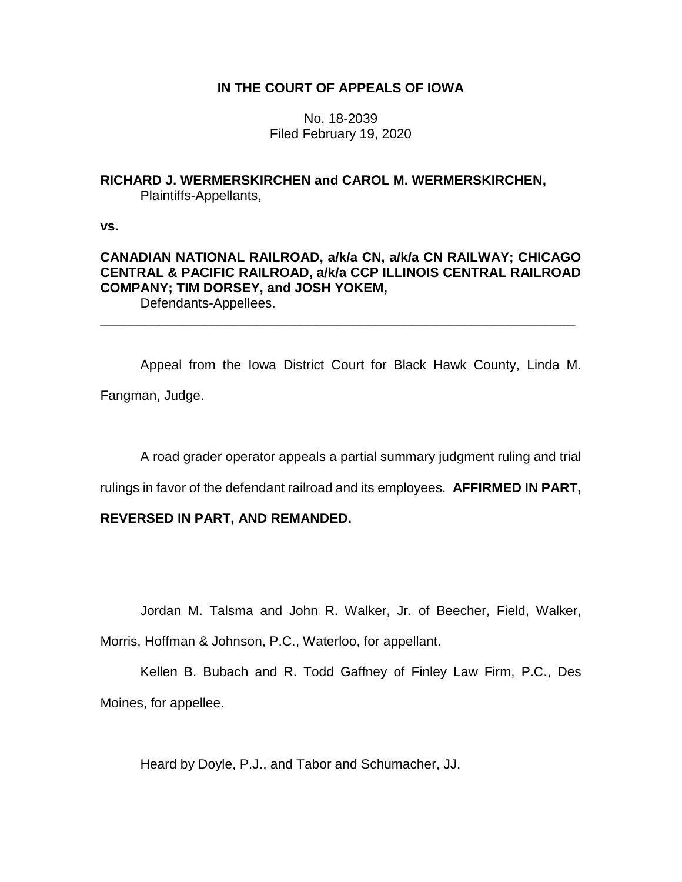**IN THE COURT OF APPEALS OF IOWA**

No. 18-2039
Filed February 19, 2020

**RICHARD J. WERMERSKIRCHEN and CAROL M. WERMERSKIRCHEN,**
Plaintiffs-Appellants,

**vs.**

**CANADIAN NATIONAL RAILROAD, a/k/a CN, a/k/a CN RAILWAY; CHICAGO CENTRAL & PACIFIC RAILROAD, a/k/a CCP ILLINOIS CENTRAL RAILROAD COMPANY; TIM DORSEY, and JOSH YOKEM,**
Defendants-Appellees.

---

Appeal from the Iowa District Court for Black Hawk County, Linda M. Fangman, Judge.

A road grader operator appeals a partial summary judgment ruling and trial rulings in favor of the defendant railroad and its employees. **AFFIRMED IN PART, REVERSED IN PART, AND REMANDED.**

Jordan M. Talsma and John R. Walker, Jr. of Beecher, Field, Walker, Morris, Hoffman & Johnson, P.C., Waterloo, for appellant.

Kellen B. Bubach and R. Todd Gaffney of Finley Law Firm, P.C., Des Moines, for appellee.

Heard by Doyle, P.J., and Tabor and Schumacher, JJ.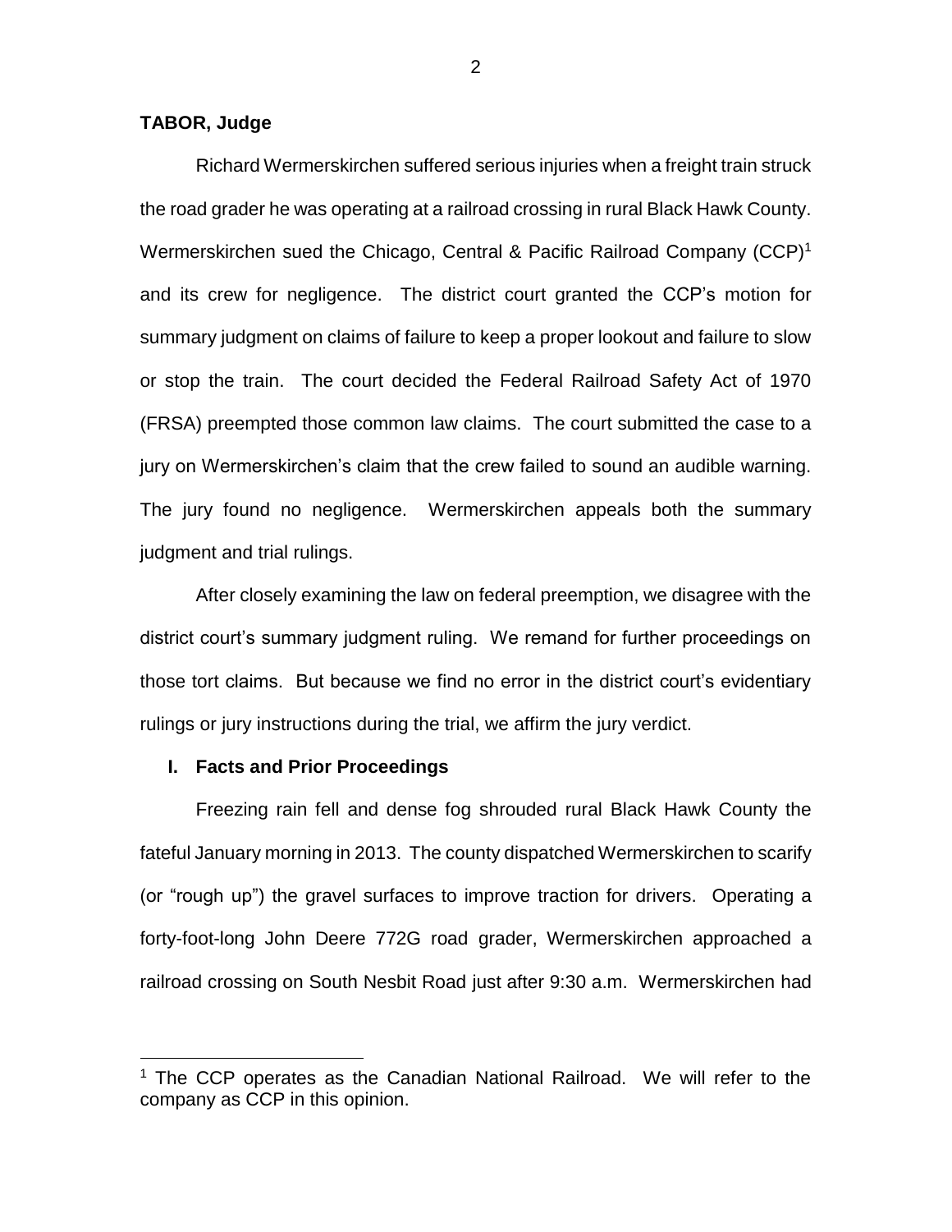**TABOR, Judge**

Richard Wermerskirchen suffered serious injuries when a freight train struck the road grader he was operating at a railroad crossing in rural Black Hawk County. Wermerskirchen sued the Chicago, Central & Pacific Railroad Company (CCP)[1] and its crew for negligence. The district court granted the CCP's motion for summary judgment on claims of failure to keep a proper lookout and failure to slow or stop the train. The court decided the Federal Railroad Safety Act of 1970 (FRSA) preempted those common law claims. The court submitted the case to a jury on Wermerskirchen's claim that the crew failed to sound an audible warning. The jury found no negligence. Wermerskirchen appeals both the summary judgment and trial rulings.

After closely examining the law on federal preemption, we disagree with the district court's summary judgment ruling. We remand for further proceedings on those tort claims. But because we find no error in the district court's evidentiary rulings or jury instructions during the trial, we affirm the jury verdict.

## I. Facts and Prior Proceedings

Freezing rain fell and dense fog shrouded rural Black Hawk County the fateful January morning in 2013. The county dispatched Wermerskirchen to scarify (or "rough up") the gravel surfaces to improve traction for drivers. Operating a forty-foot-long John Deere 772G road grader, Wermerskirchen approached a railroad crossing on South Nesbit Road just after 9:30 a.m. Wermerskirchen had

---

[1] The CCP operates as the Canadian National Railroad. We will refer to the company as CCP in this opinion.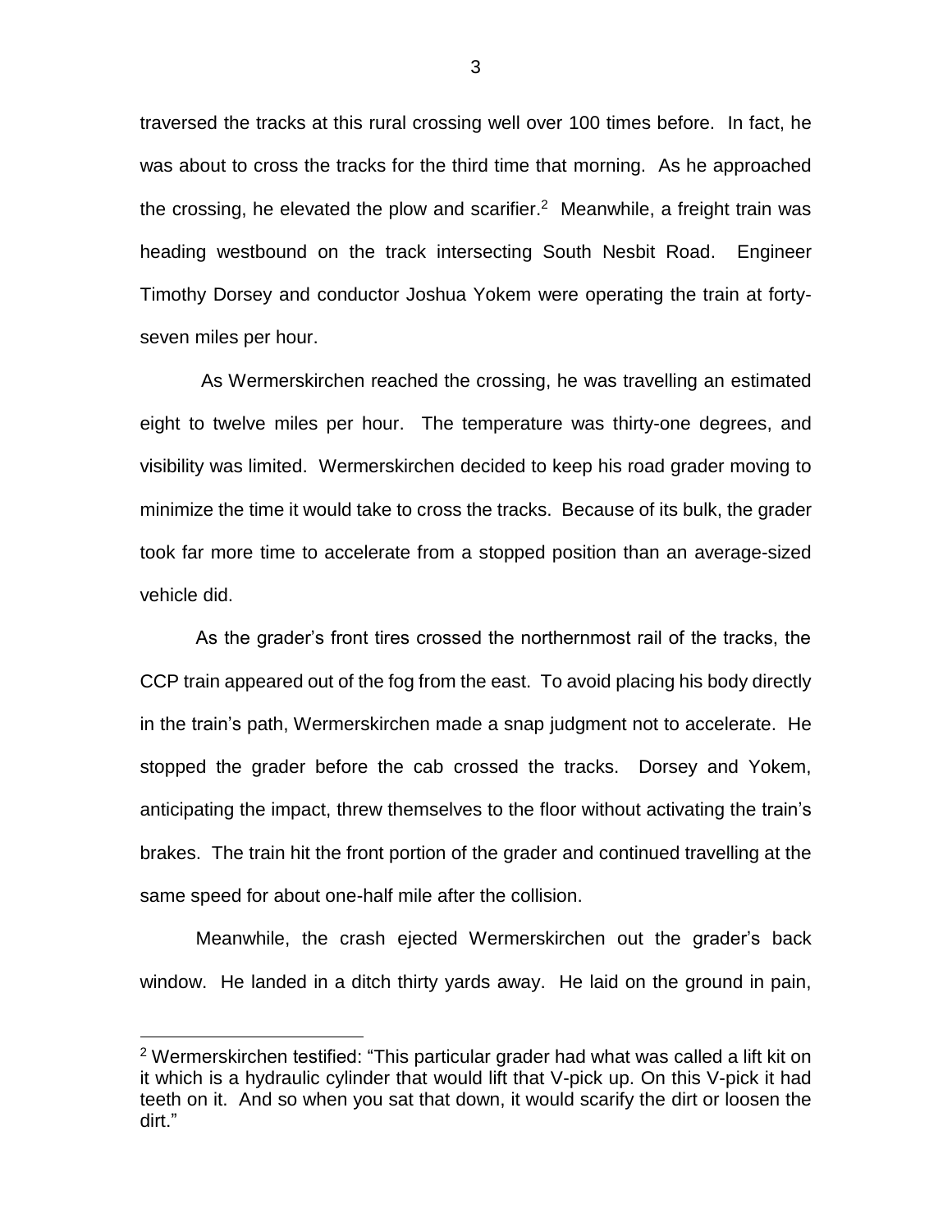traversed the tracks at this rural crossing well over 100 times before. In fact, he was about to cross the tracks for the third time that morning. As he approached the crossing, he elevated the plow and scarifier.[2] Meanwhile, a freight train was heading westbound on the track intersecting South Nesbit Road. Engineer Timothy Dorsey and conductor Joshua Yokem were operating the train at forty-seven miles per hour.

As Wermerskirchen reached the crossing, he was travelling an estimated eight to twelve miles per hour. The temperature was thirty-one degrees, and visibility was limited. Wermerskirchen decided to keep his road grader moving to minimize the time it would take to cross the tracks. Because of its bulk, the grader took far more time to accelerate from a stopped position than an average-sized vehicle did.

As the grader's front tires crossed the northernmost rail of the tracks, the CCP train appeared out of the fog from the east. To avoid placing his body directly in the train's path, Wermerskirchen made a snap judgment not to accelerate. He stopped the grader before the cab crossed the tracks. Dorsey and Yokem, anticipating the impact, threw themselves to the floor without activating the train's brakes. The train hit the front portion of the grader and continued travelling at the same speed for about one-half mile after the collision.

Meanwhile, the crash ejected Wermerskirchen out the grader's back window. He landed in a ditch thirty yards away. He laid on the ground in pain,

---

[2] Wermerskirchen testified: "This particular grader had what was called a lift kit on it which is a hydraulic cylinder that would lift that V-pick up. On this V-pick it had teeth on it. And so when you sat that down, it would scarify the dirt or loosen the dirt."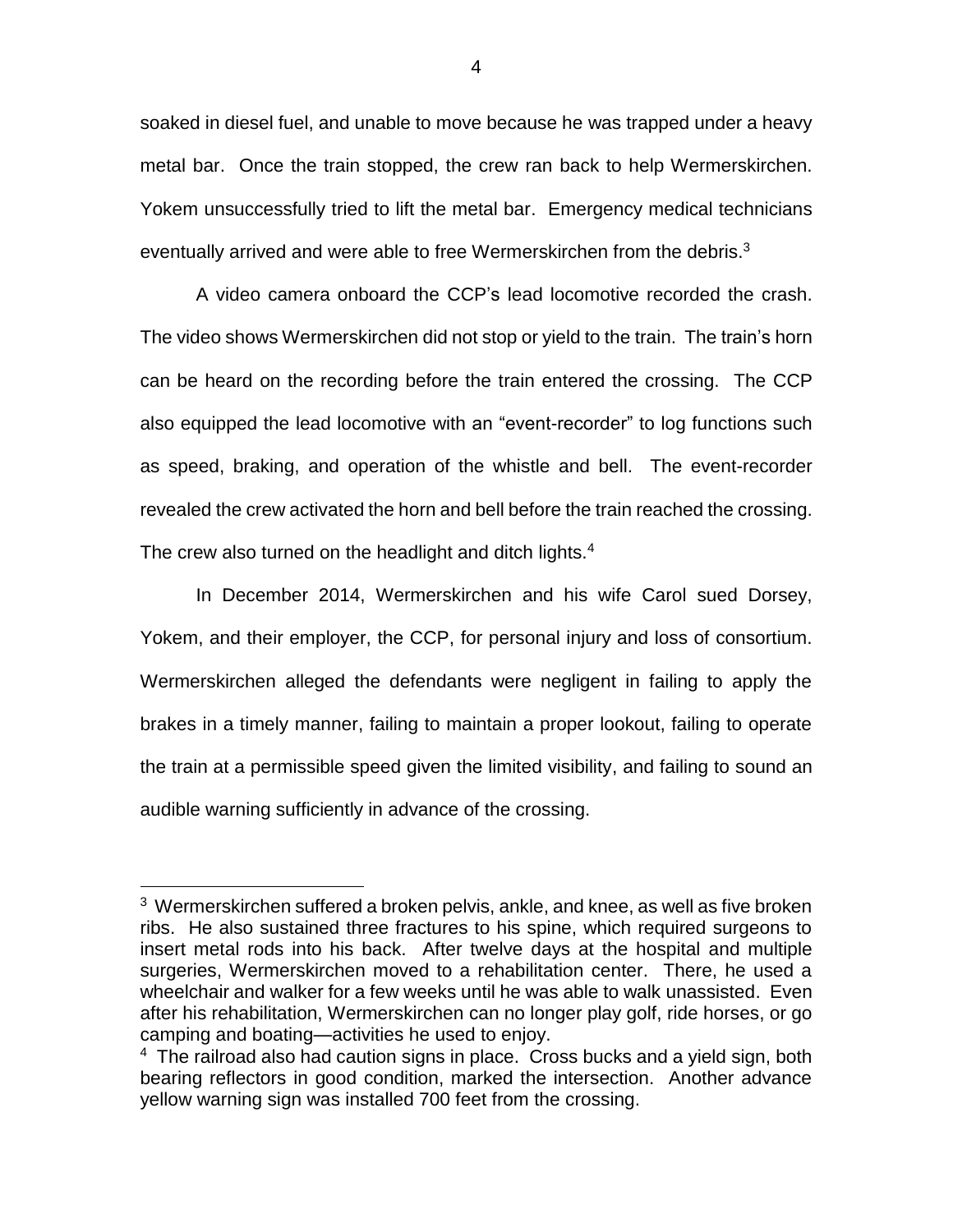soaked in diesel fuel, and unable to move because he was trapped under a heavy metal bar. Once the train stopped, the crew ran back to help Wermerskirchen. Yokem unsuccessfully tried to lift the metal bar. Emergency medical technicians eventually arrived and were able to free Wermerskirchen from the debris.[3]

A video camera onboard the CCP's lead locomotive recorded the crash. The video shows Wermerskirchen did not stop or yield to the train. The train's horn can be heard on the recording before the train entered the crossing. The CCP also equipped the lead locomotive with an "event-recorder" to log functions such as speed, braking, and operation of the whistle and bell. The event-recorder revealed the crew activated the horn and bell before the train reached the crossing. The crew also turned on the headlight and ditch lights.[4]

In December 2014, Wermerskirchen and his wife Carol sued Dorsey, Yokem, and their employer, the CCP, for personal injury and loss of consortium. Wermerskirchen alleged the defendants were negligent in failing to apply the brakes in a timely manner, failing to maintain a proper lookout, failing to operate the train at a permissible speed given the limited visibility, and failing to sound an audible warning sufficiently in advance of the crossing.

---

[3] Wermerskirchen suffered a broken pelvis, ankle, and knee, as well as five broken ribs. He also sustained three fractures to his spine, which required surgeons to insert metal rods into his back. After twelve days at the hospital and multiple surgeries, Wermerskirchen moved to a rehabilitation center. There, he used a wheelchair and walker for a few weeks until he was able to walk unassisted. Even after his rehabilitation, Wermerskirchen can no longer play golf, ride horses, or go camping and boating—activities he used to enjoy.

[4] The railroad also had caution signs in place. Cross bucks and a yield sign, both bearing reflectors in good condition, marked the intersection. Another advance yellow warning sign was installed 700 feet from the crossing.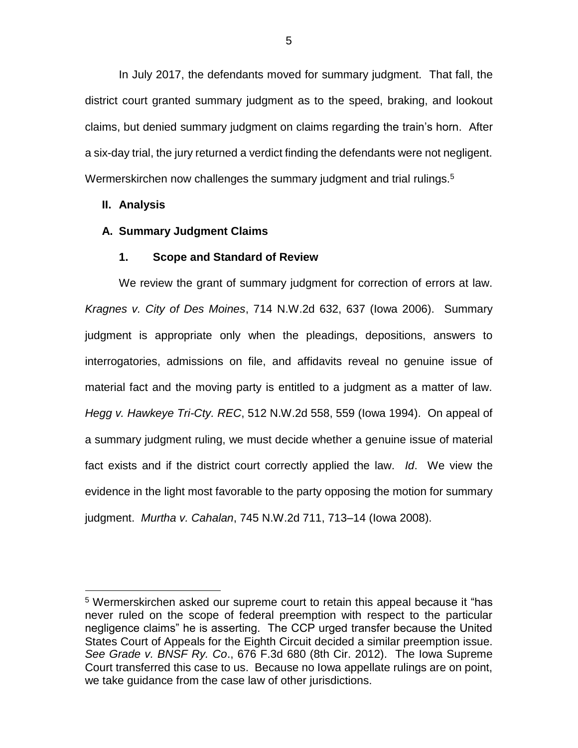In July 2017, the defendants moved for summary judgment. That fall, the district court granted summary judgment as to the speed, braking, and lookout claims, but denied summary judgment on claims regarding the train's horn. After a six-day trial, the jury returned a verdict finding the defendants were not negligent. Wermerskirchen now challenges the summary judgment and trial rulings.[5]

## II. Analysis

### A. Summary Judgment Claims

#### 1. Scope and Standard of Review

We review the grant of summary judgment for correction of errors at law. *Kragnes v. City of Des Moines*, 714 N.W.2d 632, 637 (Iowa 2006). Summary judgment is appropriate only when the pleadings, depositions, answers to interrogatories, admissions on file, and affidavits reveal no genuine issue of material fact and the moving party is entitled to a judgment as a matter of law. *Hegg v. Hawkeye Tri-Cty. REC*, 512 N.W.2d 558, 559 (Iowa 1994). On appeal of a summary judgment ruling, we must decide whether a genuine issue of material fact exists and if the district court correctly applied the law. *Id*. We view the evidence in the light most favorable to the party opposing the motion for summary judgment. *Murtha v. Cahalan*, 745 N.W.2d 711, 713–14 (Iowa 2008).

---

[5] Wermerskirchen asked our supreme court to retain this appeal because it "has never ruled on the scope of federal preemption with respect to the particular negligence claims" he is asserting. The CCP urged transfer because the United States Court of Appeals for the Eighth Circuit decided a similar preemption issue. *See Grade v. BNSF Ry. Co*., 676 F.3d 680 (8th Cir. 2012). The Iowa Supreme Court transferred this case to us. Because no Iowa appellate rulings are on point, we take guidance from the case law of other jurisdictions.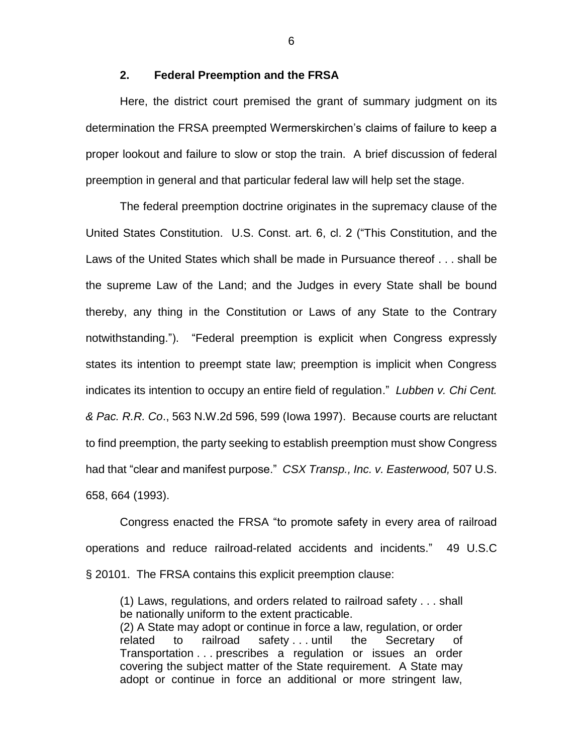### 2. Federal Preemption and the FRSA

Here, the district court premised the grant of summary judgment on its determination the FRSA preempted Wermerskirchen's claims of failure to keep a proper lookout and failure to slow or stop the train. A brief discussion of federal preemption in general and that particular federal law will help set the stage.

The federal preemption doctrine originates in the supremacy clause of the United States Constitution. U.S. Const. art. 6, cl. 2 ("This Constitution, and the Laws of the United States which shall be made in Pursuance thereof . . . shall be the supreme Law of the Land; and the Judges in every State shall be bound thereby, any thing in the Constitution or Laws of any State to the Contrary notwithstanding."). "Federal preemption is explicit when Congress expressly states its intention to preempt state law; preemption is implicit when Congress indicates its intention to occupy an entire field of regulation." *Lubben v. Chi Cent. & Pac. R.R. Co*., 563 N.W.2d 596, 599 (Iowa 1997). Because courts are reluctant to find preemption, the party seeking to establish preemption must show Congress had that "clear and manifest purpose." *CSX Transp., Inc. v. Easterwood,* 507 U.S. 658, 664 (1993).

Congress enacted the FRSA "to promote safety in every area of railroad operations and reduce railroad-related accidents and incidents." 49 U.S.C § 20101. The FRSA contains this explicit preemption clause:

> (1) Laws, regulations, and orders related to railroad safety . . . shall be nationally uniform to the extent practicable.
> (2) A State may adopt or continue in force a law, regulation, or order related to railroad safety . . . until the Secretary of Transportation . . . prescribes a regulation or issues an order covering the subject matter of the State requirement. A State may adopt or continue in force an additional or more stringent law,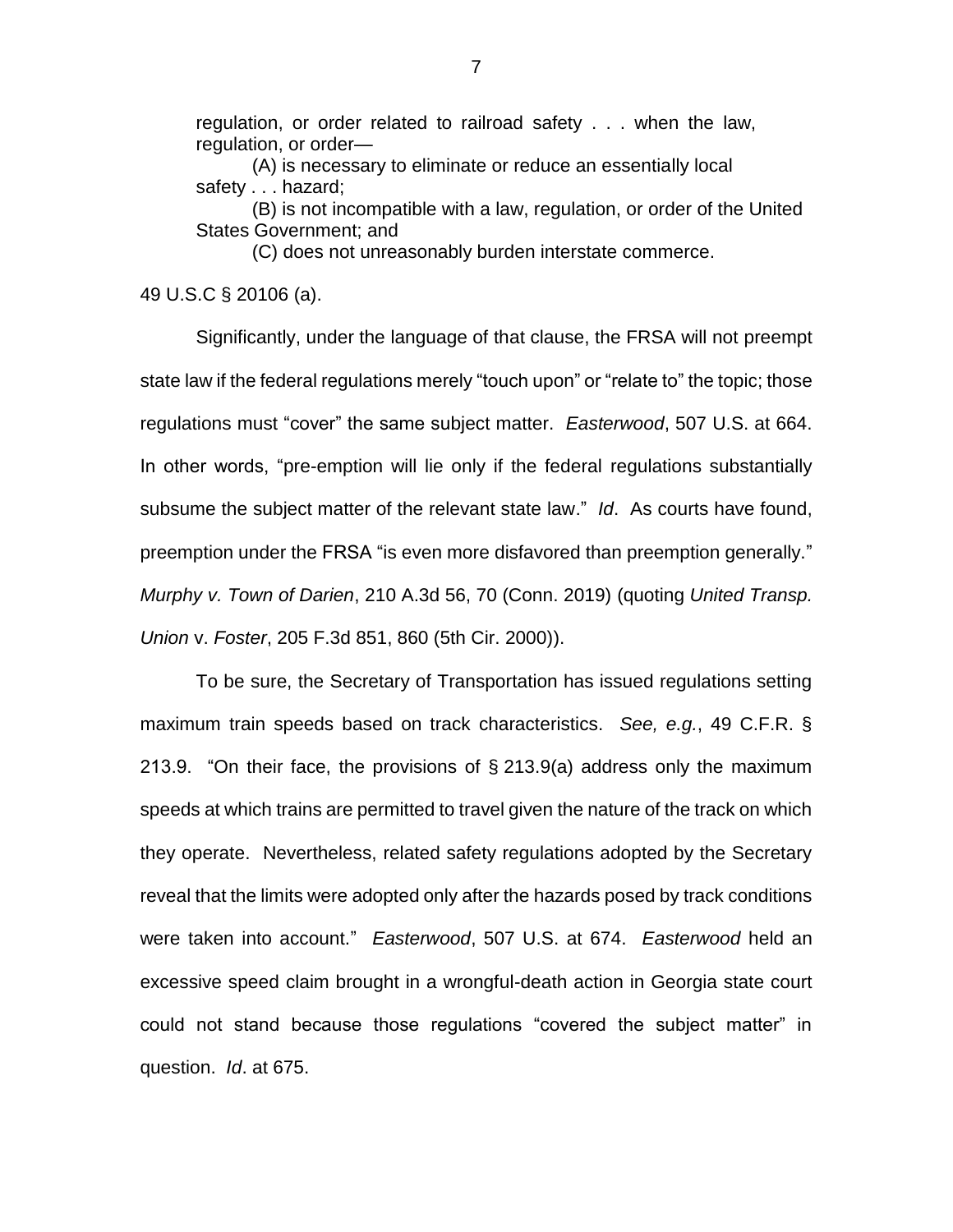> regulation, or order related to railroad safety . . . when the law, regulation, or order—
>
> (A) is necessary to eliminate or reduce an essentially local safety . . . hazard;
>
> (B) is not incompatible with a law, regulation, or order of the United States Government; and
>
> (C) does not unreasonably burden interstate commerce.

49 U.S.C § 20106 (a).

Significantly, under the language of that clause, the FRSA will not preempt state law if the federal regulations merely "touch upon" or "relate to" the topic; those regulations must "cover" the same subject matter. *Easterwood*, 507 U.S. at 664. In other words, "pre-emption will lie only if the federal regulations substantially subsume the subject matter of the relevant state law." *Id*. As courts have found, preemption under the FRSA "is even more disfavored than preemption generally." *Murphy v. Town of Darien*, 210 A.3d 56, 70 (Conn. 2019) (quoting *United Transp. Union* v. *Foster*, 205 F.3d 851, 860 (5th Cir. 2000)).

To be sure, the Secretary of Transportation has issued regulations setting maximum train speeds based on track characteristics. *See, e.g.*, 49 C.F.R. § 213.9. "On their face, the provisions of § 213.9(a) address only the maximum speeds at which trains are permitted to travel given the nature of the track on which they operate. Nevertheless, related safety regulations adopted by the Secretary reveal that the limits were adopted only after the hazards posed by track conditions were taken into account." *Easterwood*, 507 U.S. at 674. *Easterwood* held an excessive speed claim brought in a wrongful-death action in Georgia state court could not stand because those regulations "covered the subject matter" in question. *Id*. at 675.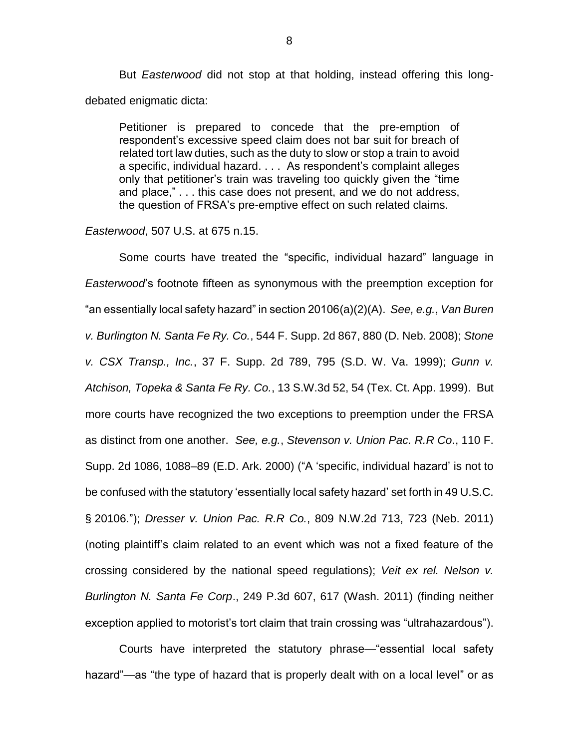But *Easterwood* did not stop at that holding, instead offering this long-debated enigmatic dicta:

> Petitioner is prepared to concede that the pre-emption of respondent's excessive speed claim does not bar suit for breach of related tort law duties, such as the duty to slow or stop a train to avoid a specific, individual hazard. . . . As respondent's complaint alleges only that petitioner's train was traveling too quickly given the "time and place," . . . this case does not present, and we do not address, the question of FRSA's pre-emptive effect on such related claims.

*Easterwood*, 507 U.S. at 675 n.15.

Some courts have treated the "specific, individual hazard" language in *Easterwood*'s footnote fifteen as synonymous with the preemption exception for "an essentially local safety hazard" in section 20106(a)(2)(A). *See, e.g.*, *Van Buren v. Burlington N. Santa Fe Ry. Co.*, 544 F. Supp. 2d 867, 880 (D. Neb. 2008); *Stone v. CSX Transp., Inc.*, 37 F. Supp. 2d 789, 795 (S.D. W. Va. 1999); *Gunn v. Atchison, Topeka & Santa Fe Ry. Co.*, 13 S.W.3d 52, 54 (Tex. Ct. App. 1999). But more courts have recognized the two exceptions to preemption under the FRSA as distinct from one another. *See, e.g.*, *Stevenson v. Union Pac. R.R Co*., 110 F. Supp. 2d 1086, 1088–89 (E.D. Ark. 2000) ("A 'specific, individual hazard' is not to be confused with the statutory 'essentially local safety hazard' set forth in 49 U.S.C. § 20106."); *Dresser v. Union Pac. R.R Co.*, 809 N.W.2d 713, 723 (Neb. 2011) (noting plaintiff's claim related to an event which was not a fixed feature of the crossing considered by the national speed regulations); *Veit ex rel. Nelson v. Burlington N. Santa Fe Corp*., 249 P.3d 607, 617 (Wash. 2011) (finding neither exception applied to motorist's tort claim that train crossing was "ultrahazardous").

Courts have interpreted the statutory phrase—"essential local safety hazard"—as "the type of hazard that is properly dealt with on a local level" or as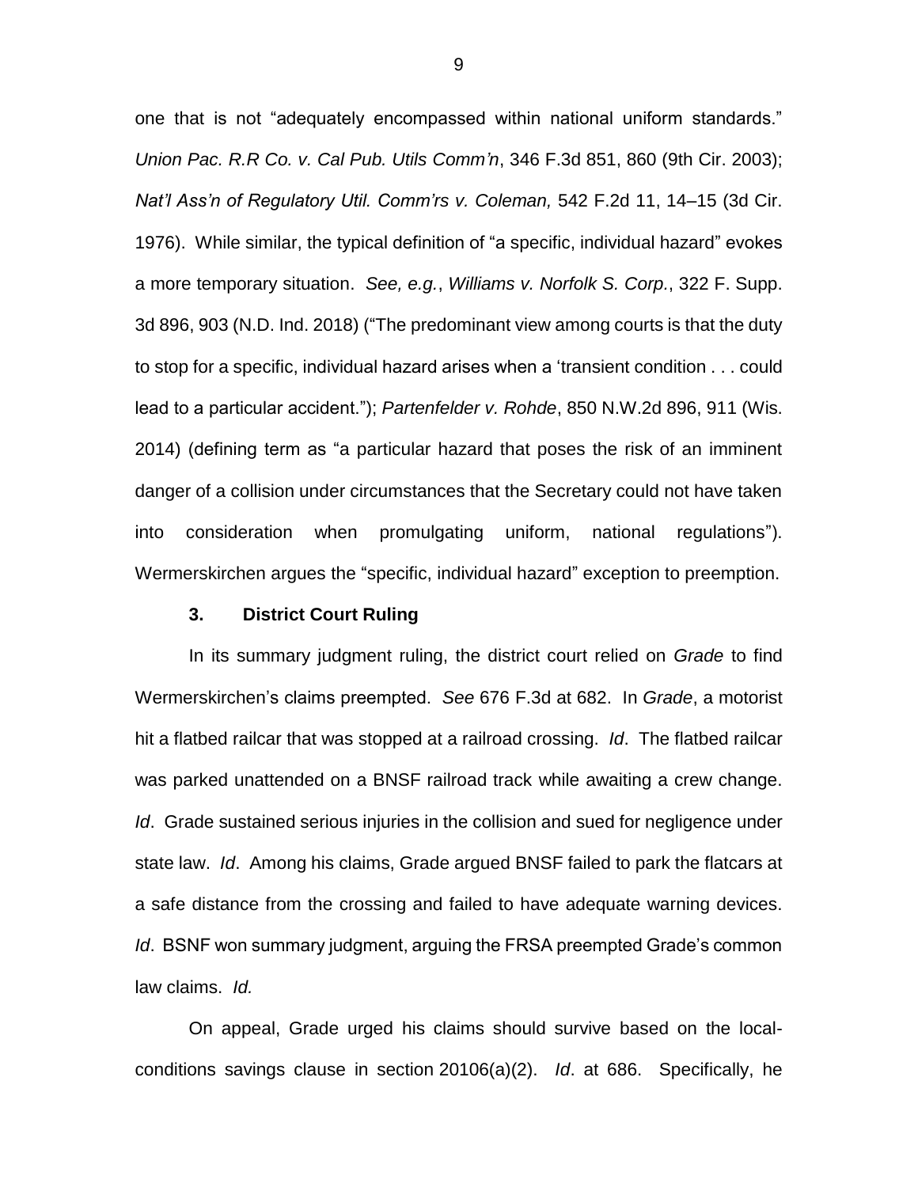one that is not "adequately encompassed within national uniform standards." *Union Pac. R.R Co. v. Cal Pub. Utils Comm'n*, 346 F.3d 851, 860 (9th Cir. 2003); *Nat'l Ass'n of Regulatory Util. Comm'rs v. Coleman,* 542 F.2d 11, 14–15 (3d Cir. 1976). While similar, the typical definition of "a specific, individual hazard" evokes a more temporary situation. *See, e.g.*, *Williams v. Norfolk S. Corp.*, 322 F. Supp. 3d 896, 903 (N.D. Ind. 2018) ("The predominant view among courts is that the duty to stop for a specific, individual hazard arises when a 'transient condition . . . could lead to a particular accident."); *Partenfelder v. Rohde*, 850 N.W.2d 896, 911 (Wis. 2014) (defining term as "a particular hazard that poses the risk of an imminent danger of a collision under circumstances that the Secretary could not have taken into consideration when promulgating uniform, national regulations"). Wermerskirchen argues the "specific, individual hazard" exception to preemption.

### 3. District Court Ruling

In its summary judgment ruling, the district court relied on *Grade* to find Wermerskirchen's claims preempted. *See* 676 F.3d at 682. In *Grade*, a motorist hit a flatbed railcar that was stopped at a railroad crossing. *Id*. The flatbed railcar was parked unattended on a BNSF railroad track while awaiting a crew change. *Id*. Grade sustained serious injuries in the collision and sued for negligence under state law. *Id*. Among his claims, Grade argued BNSF failed to park the flatcars at a safe distance from the crossing and failed to have adequate warning devices. *Id*. BSNF won summary judgment, arguing the FRSA preempted Grade's common law claims. *Id.*

On appeal, Grade urged his claims should survive based on the local-conditions savings clause in section 20106(a)(2). *Id*. at 686. Specifically, he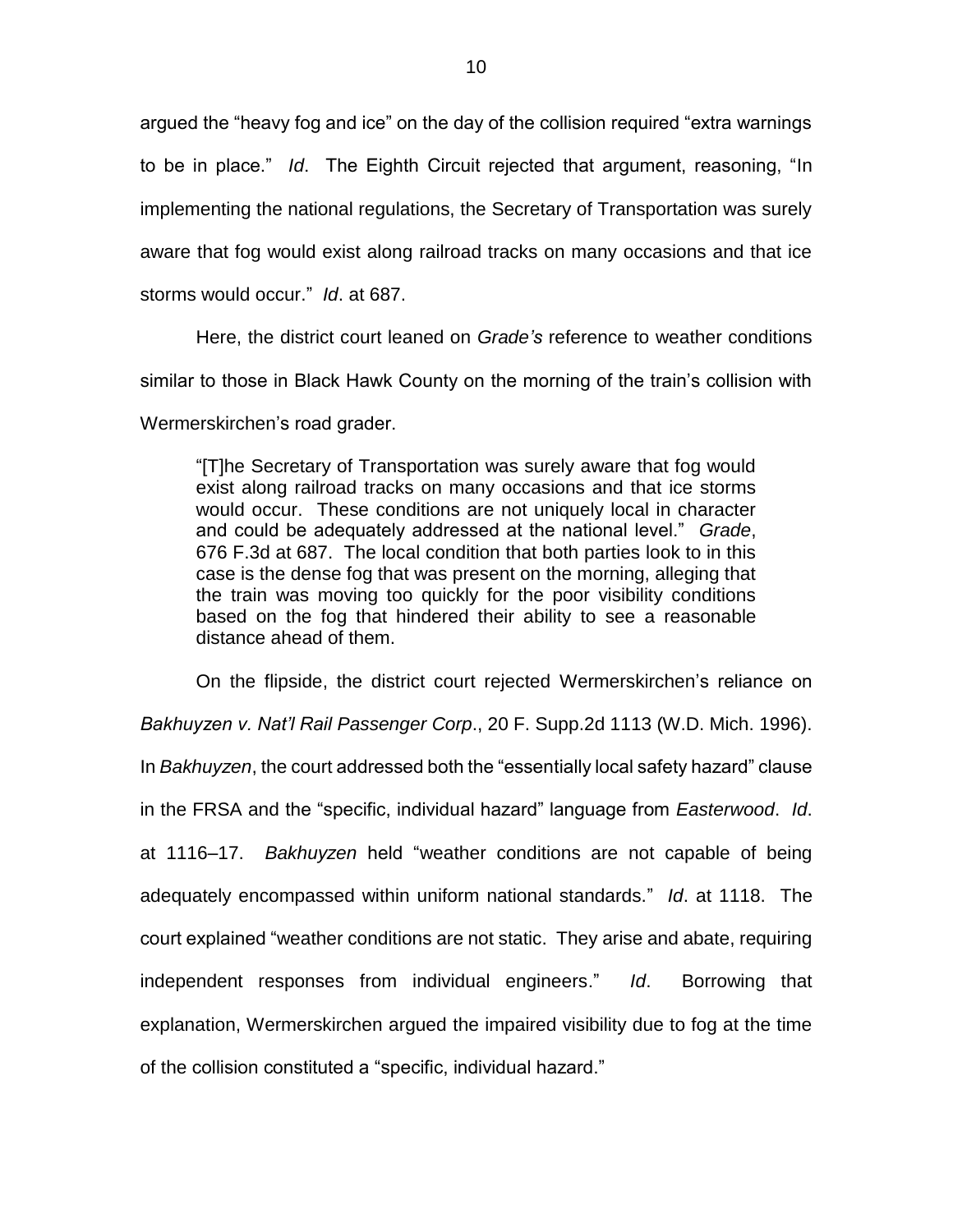argued the "heavy fog and ice" on the day of the collision required "extra warnings to be in place." *Id*. The Eighth Circuit rejected that argument, reasoning, "In implementing the national regulations, the Secretary of Transportation was surely aware that fog would exist along railroad tracks on many occasions and that ice storms would occur." *Id*. at 687.

Here, the district court leaned on *Grade's* reference to weather conditions similar to those in Black Hawk County on the morning of the train's collision with Wermerskirchen's road grader.

> "[T]he Secretary of Transportation was surely aware that fog would exist along railroad tracks on many occasions and that ice storms would occur. These conditions are not uniquely local in character and could be adequately addressed at the national level." *Grade*, 676 F.3d at 687. The local condition that both parties look to in this case is the dense fog that was present on the morning, alleging that the train was moving too quickly for the poor visibility conditions based on the fog that hindered their ability to see a reasonable distance ahead of them.

On the flipside, the district court rejected Wermerskirchen's reliance on *Bakhuyzen v. Nat'l Rail Passenger Corp*., 20 F. Supp.2d 1113 (W.D. Mich. 1996). In *Bakhuyzen*, the court addressed both the "essentially local safety hazard" clause in the FRSA and the "specific, individual hazard" language from *Easterwood*. *Id*. at 1116–17. *Bakhuyzen* held "weather conditions are not capable of being adequately encompassed within uniform national standards." *Id*. at 1118. The court explained "weather conditions are not static. They arise and abate, requiring independent responses from individual engineers." *Id*. Borrowing that explanation, Wermerskirchen argued the impaired visibility due to fog at the time of the collision constituted a "specific, individual hazard."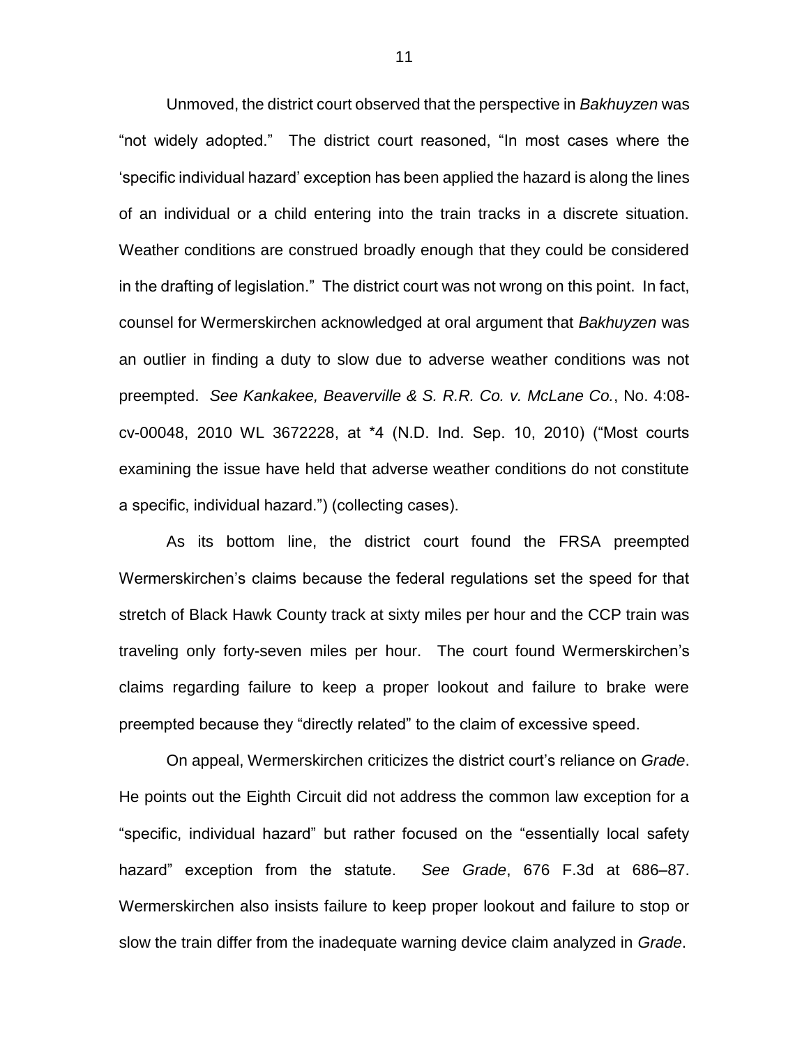Unmoved, the district court observed that the perspective in *Bakhuyzen* was "not widely adopted." The district court reasoned, "In most cases where the 'specific individual hazard' exception has been applied the hazard is along the lines of an individual or a child entering into the train tracks in a discrete situation. Weather conditions are construed broadly enough that they could be considered in the drafting of legislation." The district court was not wrong on this point. In fact, counsel for Wermerskirchen acknowledged at oral argument that *Bakhuyzen* was an outlier in finding a duty to slow due to adverse weather conditions was not preempted. *See Kankakee, Beaverville & S. R.R. Co. v. McLane Co.*, No. 4:08-cv-00048, 2010 WL 3672228, at *4 (N.D. Ind. Sep. 10, 2010) ("Most courts examining the issue have held that adverse weather conditions do not constitute a specific, individual hazard.") (collecting cases).

As its bottom line, the district court found the FRSA preempted Wermerskirchen's claims because the federal regulations set the speed for that stretch of Black Hawk County track at sixty miles per hour and the CCP train was traveling only forty-seven miles per hour. The court found Wermerskirchen's claims regarding failure to keep a proper lookout and failure to brake were preempted because they "directly related" to the claim of excessive speed.

On appeal, Wermerskirchen criticizes the district court's reliance on *Grade*. He points out the Eighth Circuit did not address the common law exception for a "specific, individual hazard" but rather focused on the "essentially local safety hazard" exception from the statute. *See Grade*, 676 F.3d at 686–87. Wermerskirchen also insists failure to keep proper lookout and failure to stop or slow the train differ from the inadequate warning device claim analyzed in *Grade*.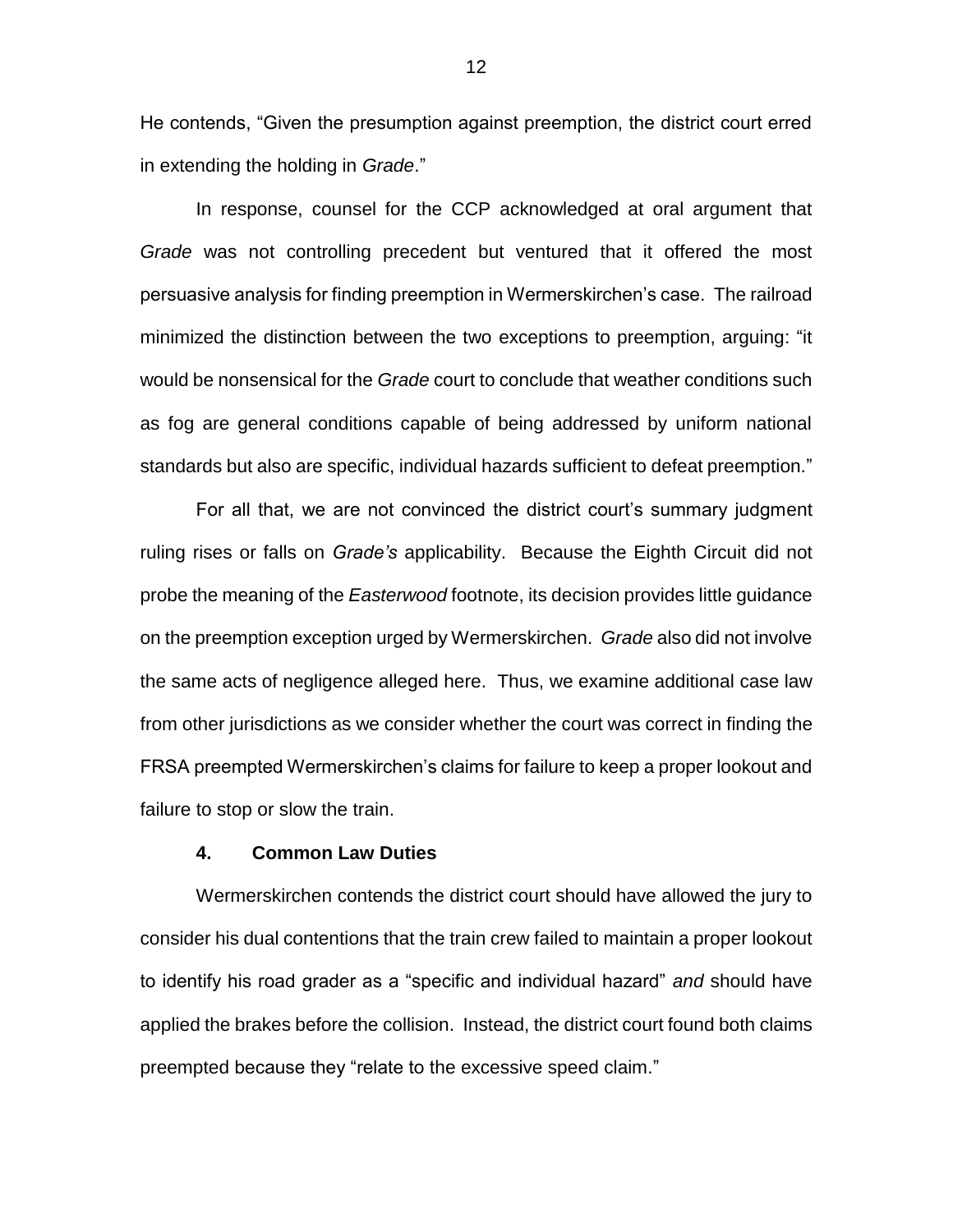He contends, "Given the presumption against preemption, the district court erred in extending the holding in *Grade*."

In response, counsel for the CCP acknowledged at oral argument that *Grade* was not controlling precedent but ventured that it offered the most persuasive analysis for finding preemption in Wermerskirchen's case. The railroad minimized the distinction between the two exceptions to preemption, arguing: "it would be nonsensical for the *Grade* court to conclude that weather conditions such as fog are general conditions capable of being addressed by uniform national standards but also are specific, individual hazards sufficient to defeat preemption."

For all that, we are not convinced the district court's summary judgment ruling rises or falls on *Grade's* applicability. Because the Eighth Circuit did not probe the meaning of the *Easterwood* footnote, its decision provides little guidance on the preemption exception urged by Wermerskirchen. *Grade* also did not involve the same acts of negligence alleged here. Thus, we examine additional case law from other jurisdictions as we consider whether the court was correct in finding the FRSA preempted Wermerskirchen's claims for failure to keep a proper lookout and failure to stop or slow the train.

### 4. Common Law Duties

Wermerskirchen contends the district court should have allowed the jury to consider his dual contentions that the train crew failed to maintain a proper lookout to identify his road grader as a "specific and individual hazard" *and* should have applied the brakes before the collision. Instead, the district court found both claims preempted because they "relate to the excessive speed claim."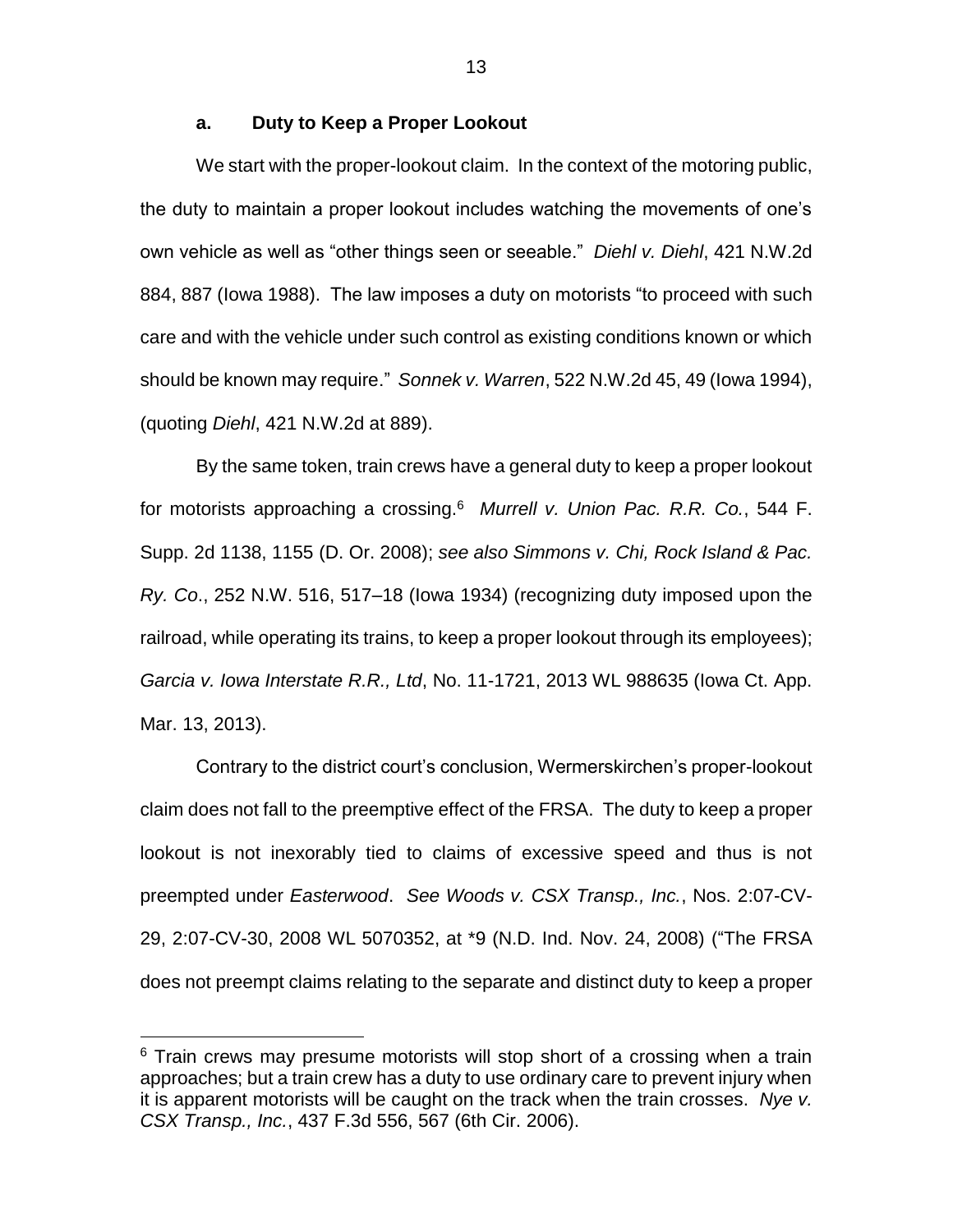### a. Duty to Keep a Proper Lookout

We start with the proper-lookout claim. In the context of the motoring public, the duty to maintain a proper lookout includes watching the movements of one's own vehicle as well as "other things seen or seeable." *Diehl v. Diehl*, 421 N.W.2d 884, 887 (Iowa 1988). The law imposes a duty on motorists "to proceed with such care and with the vehicle under such control as existing conditions known or which should be known may require." *Sonnek v. Warren*, 522 N.W.2d 45, 49 (Iowa 1994), (quoting *Diehl*, 421 N.W.2d at 889).

By the same token, train crews have a general duty to keep a proper lookout for motorists approaching a crossing.[6] *Murrell v. Union Pac. R.R. Co.*, 544 F. Supp. 2d 1138, 1155 (D. Or. 2008); *see also Simmons v. Chi, Rock Island & Pac. Ry. Co*., 252 N.W. 516, 517–18 (Iowa 1934) (recognizing duty imposed upon the railroad, while operating its trains, to keep a proper lookout through its employees); *Garcia v. Iowa Interstate R.R., Ltd*, No. 11-1721, 2013 WL 988635 (Iowa Ct. App. Mar. 13, 2013).

Contrary to the district court's conclusion, Wermerskirchen's proper-lookout claim does not fall to the preemptive effect of the FRSA. The duty to keep a proper lookout is not inexorably tied to claims of excessive speed and thus is not preempted under *Easterwood*. *See Woods v. CSX Transp., Inc.*, Nos. 2:07-CV-29, 2:07-CV-30, 2008 WL 5070352, at *9 (N.D. Ind. Nov. 24, 2008) ("The FRSA does not preempt claims relating to the separate and distinct duty to keep a proper

---

[6] Train crews may presume motorists will stop short of a crossing when a train approaches; but a train crew has a duty to use ordinary care to prevent injury when it is apparent motorists will be caught on the track when the train crosses. *Nye v. CSX Transp., Inc.*, 437 F.3d 556, 567 (6th Cir. 2006).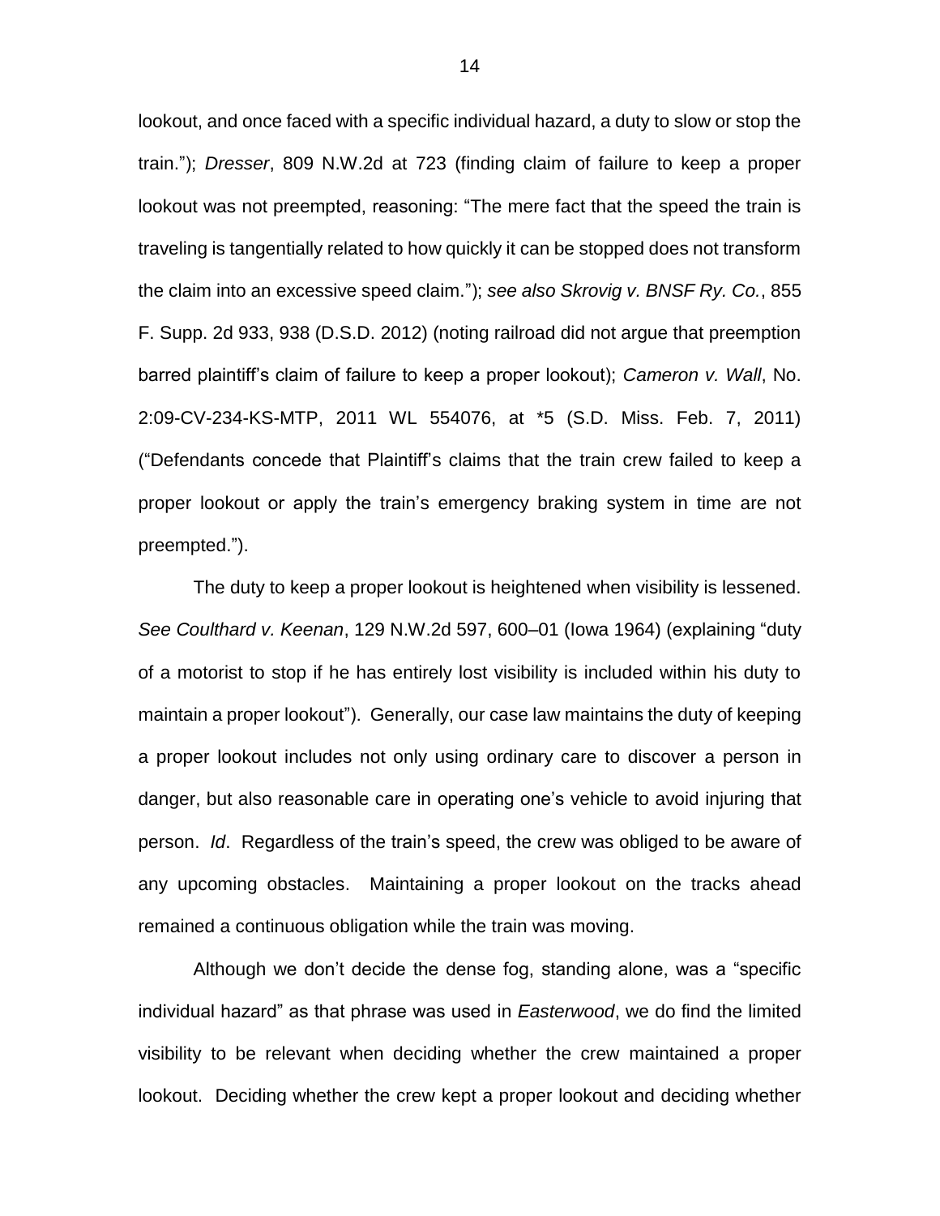lookout, and once faced with a specific individual hazard, a duty to slow or stop the train."); *Dresser*, 809 N.W.2d at 723 (finding claim of failure to keep a proper lookout was not preempted, reasoning: "The mere fact that the speed the train is traveling is tangentially related to how quickly it can be stopped does not transform the claim into an excessive speed claim."); *see also Skrovig v. BNSF Ry. Co.*, 855 F. Supp. 2d 933, 938 (D.S.D. 2012) (noting railroad did not argue that preemption barred plaintiff's claim of failure to keep a proper lookout); *Cameron v. Wall*, No. 2:09-CV-234-KS-MTP, 2011 WL 554076, at *5 (S.D. Miss. Feb. 7, 2011) ("Defendants concede that Plaintiff's claims that the train crew failed to keep a proper lookout or apply the train's emergency braking system in time are not preempted.").

The duty to keep a proper lookout is heightened when visibility is lessened. *See Coulthard v. Keenan*, 129 N.W.2d 597, 600–01 (Iowa 1964) (explaining "duty of a motorist to stop if he has entirely lost visibility is included within his duty to maintain a proper lookout"). Generally, our case law maintains the duty of keeping a proper lookout includes not only using ordinary care to discover a person in danger, but also reasonable care in operating one's vehicle to avoid injuring that person. *Id*. Regardless of the train's speed, the crew was obliged to be aware of any upcoming obstacles. Maintaining a proper lookout on the tracks ahead remained a continuous obligation while the train was moving.

Although we don't decide the dense fog, standing alone, was a "specific individual hazard" as that phrase was used in *Easterwood*, we do find the limited visibility to be relevant when deciding whether the crew maintained a proper lookout. Deciding whether the crew kept a proper lookout and deciding whether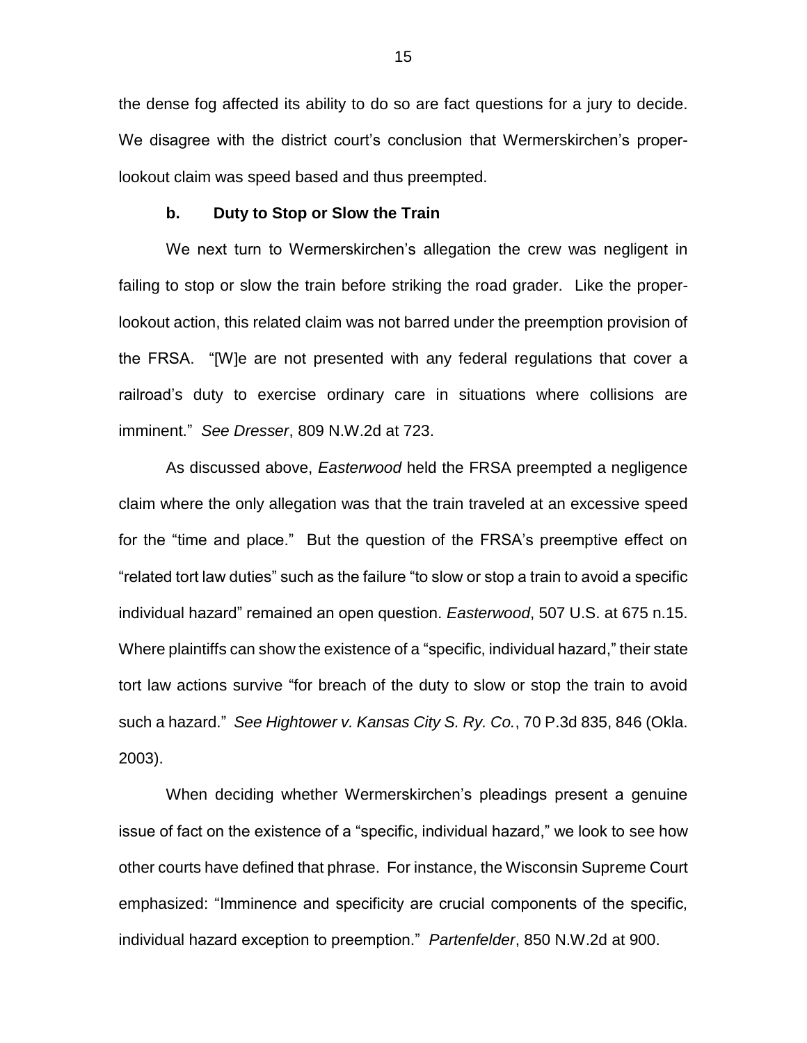the dense fog affected its ability to do so are fact questions for a jury to decide. We disagree with the district court's conclusion that Wermerskirchen's proper-lookout claim was speed based and thus preempted.

**b. Duty to Stop or Slow the Train**

We next turn to Wermerskirchen's allegation the crew was negligent in failing to stop or slow the train before striking the road grader. Like the proper-lookout action, this related claim was not barred under the preemption provision of the FRSA. "[W]e are not presented with any federal regulations that cover a railroad's duty to exercise ordinary care in situations where collisions are imminent." *See Dresser*, 809 N.W.2d at 723.

As discussed above, *Easterwood* held the FRSA preempted a negligence claim where the only allegation was that the train traveled at an excessive speed for the "time and place." But the question of the FRSA's preemptive effect on "related tort law duties" such as the failure "to slow or stop a train to avoid a specific individual hazard" remained an open question. *Easterwood*, 507 U.S. at 675 n.15. Where plaintiffs can show the existence of a "specific, individual hazard," their state tort law actions survive "for breach of the duty to slow or stop the train to avoid such a hazard." *See Hightower v. Kansas City S. Ry. Co.*, 70 P.3d 835, 846 (Okla. 2003).

When deciding whether Wermerskirchen's pleadings present a genuine issue of fact on the existence of a "specific, individual hazard," we look to see how other courts have defined that phrase. For instance, the Wisconsin Supreme Court emphasized: "Imminence and specificity are crucial components of the specific, individual hazard exception to preemption." *Partenfelder*, 850 N.W.2d at 900.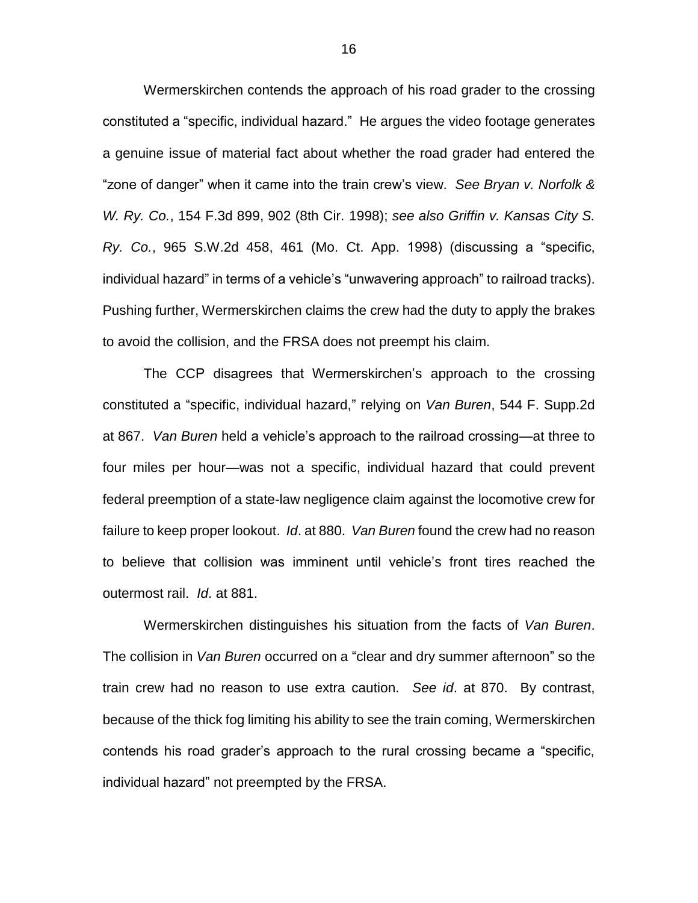Wermerskirchen contends the approach of his road grader to the crossing constituted a "specific, individual hazard." He argues the video footage generates a genuine issue of material fact about whether the road grader had entered the "zone of danger" when it came into the train crew's view. *See Bryan v. Norfolk & W. Ry. Co.*, 154 F.3d 899, 902 (8th Cir. 1998); *see also Griffin v. Kansas City S. Ry. Co.*, 965 S.W.2d 458, 461 (Mo. Ct. App. 1998) (discussing a "specific, individual hazard" in terms of a vehicle's "unwavering approach" to railroad tracks). Pushing further, Wermerskirchen claims the crew had the duty to apply the brakes to avoid the collision, and the FRSA does not preempt his claim.

The CCP disagrees that Wermerskirchen's approach to the crossing constituted a "specific, individual hazard," relying on *Van Buren*, 544 F. Supp.2d at 867. *Van Buren* held a vehicle's approach to the railroad crossing—at three to four miles per hour—was not a specific, individual hazard that could prevent federal preemption of a state-law negligence claim against the locomotive crew for failure to keep proper lookout. *Id*. at 880. *Van Buren* found the crew had no reason to believe that collision was imminent until vehicle's front tires reached the outermost rail. *Id*. at 881.

Wermerskirchen distinguishes his situation from the facts of *Van Buren*. The collision in *Van Buren* occurred on a "clear and dry summer afternoon" so the train crew had no reason to use extra caution. *See id*. at 870. By contrast, because of the thick fog limiting his ability to see the train coming, Wermerskirchen contends his road grader's approach to the rural crossing became a "specific, individual hazard" not preempted by the FRSA.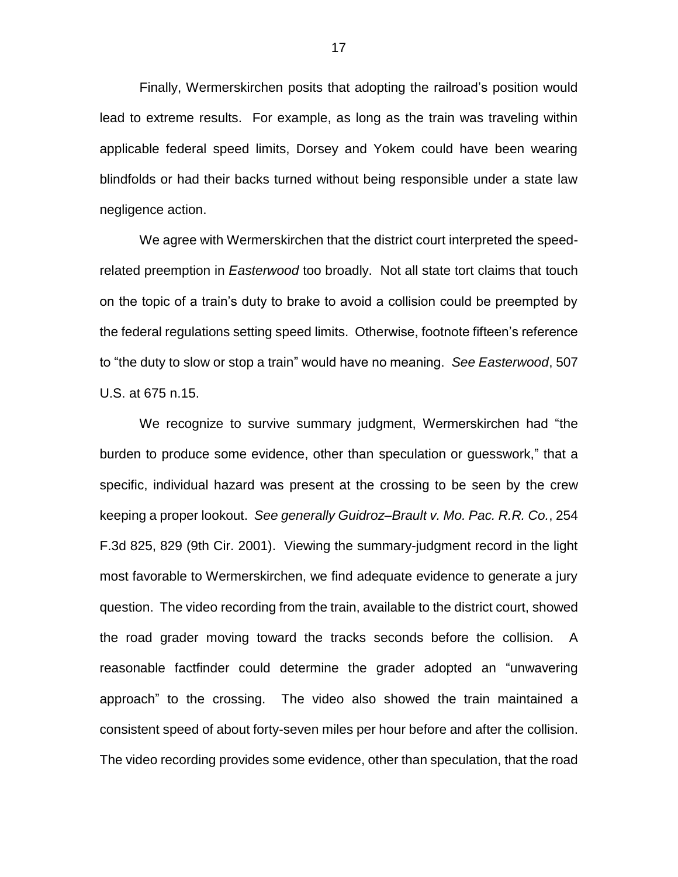Finally, Wermerskirchen posits that adopting the railroad's position would lead to extreme results. For example, as long as the train was traveling within applicable federal speed limits, Dorsey and Yokem could have been wearing blindfolds or had their backs turned without being responsible under a state law negligence action.

We agree with Wermerskirchen that the district court interpreted the speed-related preemption in *Easterwood* too broadly. Not all state tort claims that touch on the topic of a train's duty to brake to avoid a collision could be preempted by the federal regulations setting speed limits. Otherwise, footnote fifteen's reference to "the duty to slow or stop a train" would have no meaning. *See Easterwood*, 507 U.S. at 675 n.15.

We recognize to survive summary judgment, Wermerskirchen had "the burden to produce some evidence, other than speculation or guesswork," that a specific, individual hazard was present at the crossing to be seen by the crew keeping a proper lookout. *See generally Guidroz–Brault v. Mo. Pac. R.R. Co.*, 254 F.3d 825, 829 (9th Cir. 2001). Viewing the summary-judgment record in the light most favorable to Wermerskirchen, we find adequate evidence to generate a jury question. The video recording from the train, available to the district court, showed the road grader moving toward the tracks seconds before the collision. A reasonable factfinder could determine the grader adopted an "unwavering approach" to the crossing. The video also showed the train maintained a consistent speed of about forty-seven miles per hour before and after the collision. The video recording provides some evidence, other than speculation, that the road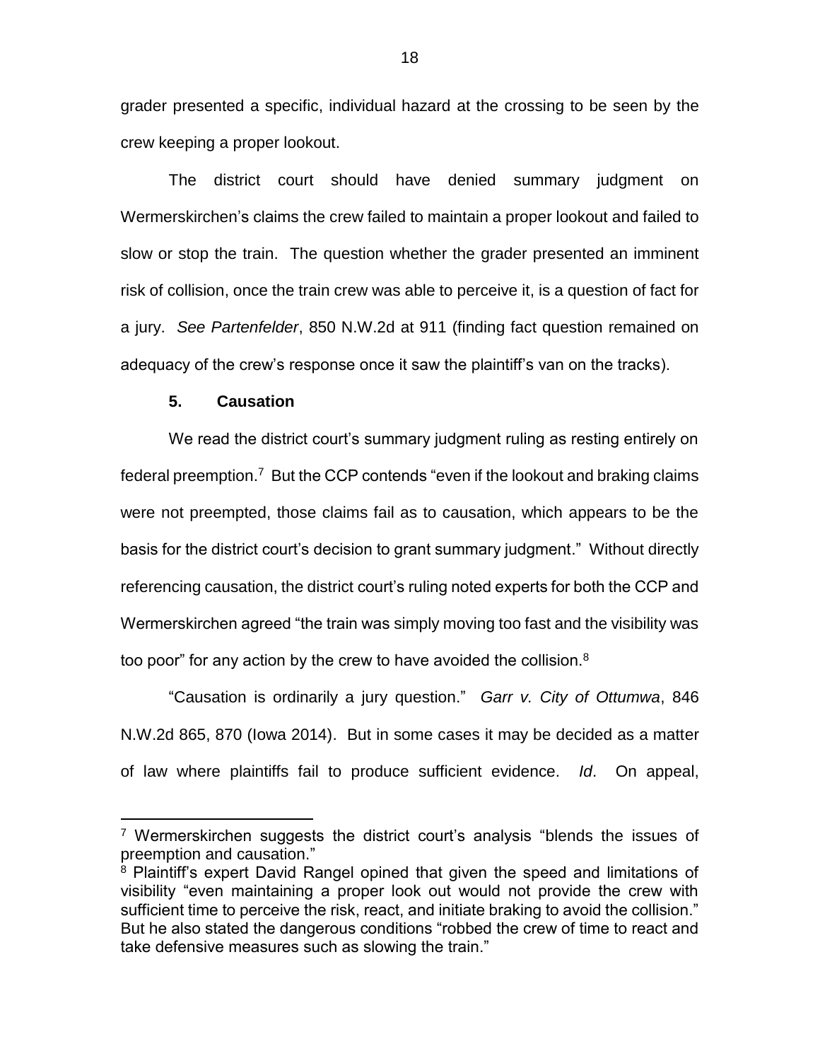grader presented a specific, individual hazard at the crossing to be seen by the crew keeping a proper lookout.

The district court should have denied summary judgment on Wermerskirchen's claims the crew failed to maintain a proper lookout and failed to slow or stop the train. The question whether the grader presented an imminent risk of collision, once the train crew was able to perceive it, is a question of fact for a jury. *See Partenfelder*, 850 N.W.2d at 911 (finding fact question remained on adequacy of the crew's response once it saw the plaintiff's van on the tracks).

### 5. Causation

We read the district court's summary judgment ruling as resting entirely on federal preemption.[7] But the CCP contends "even if the lookout and braking claims were not preempted, those claims fail as to causation, which appears to be the basis for the district court's decision to grant summary judgment." Without directly referencing causation, the district court's ruling noted experts for both the CCP and Wermerskirchen agreed "the train was simply moving too fast and the visibility was too poor" for any action by the crew to have avoided the collision.[8]

"Causation is ordinarily a jury question." *Garr v. City of Ottumwa*, 846 N.W.2d 865, 870 (Iowa 2014). But in some cases it may be decided as a matter of law where plaintiffs fail to produce sufficient evidence. *Id*. On appeal,

---

[7] Wermerskirchen suggests the district court's analysis "blends the issues of preemption and causation."

[8] Plaintiff's expert David Rangel opined that given the speed and limitations of visibility "even maintaining a proper look out would not provide the crew with sufficient time to perceive the risk, react, and initiate braking to avoid the collision." But he also stated the dangerous conditions "robbed the crew of time to react and take defensive measures such as slowing the train."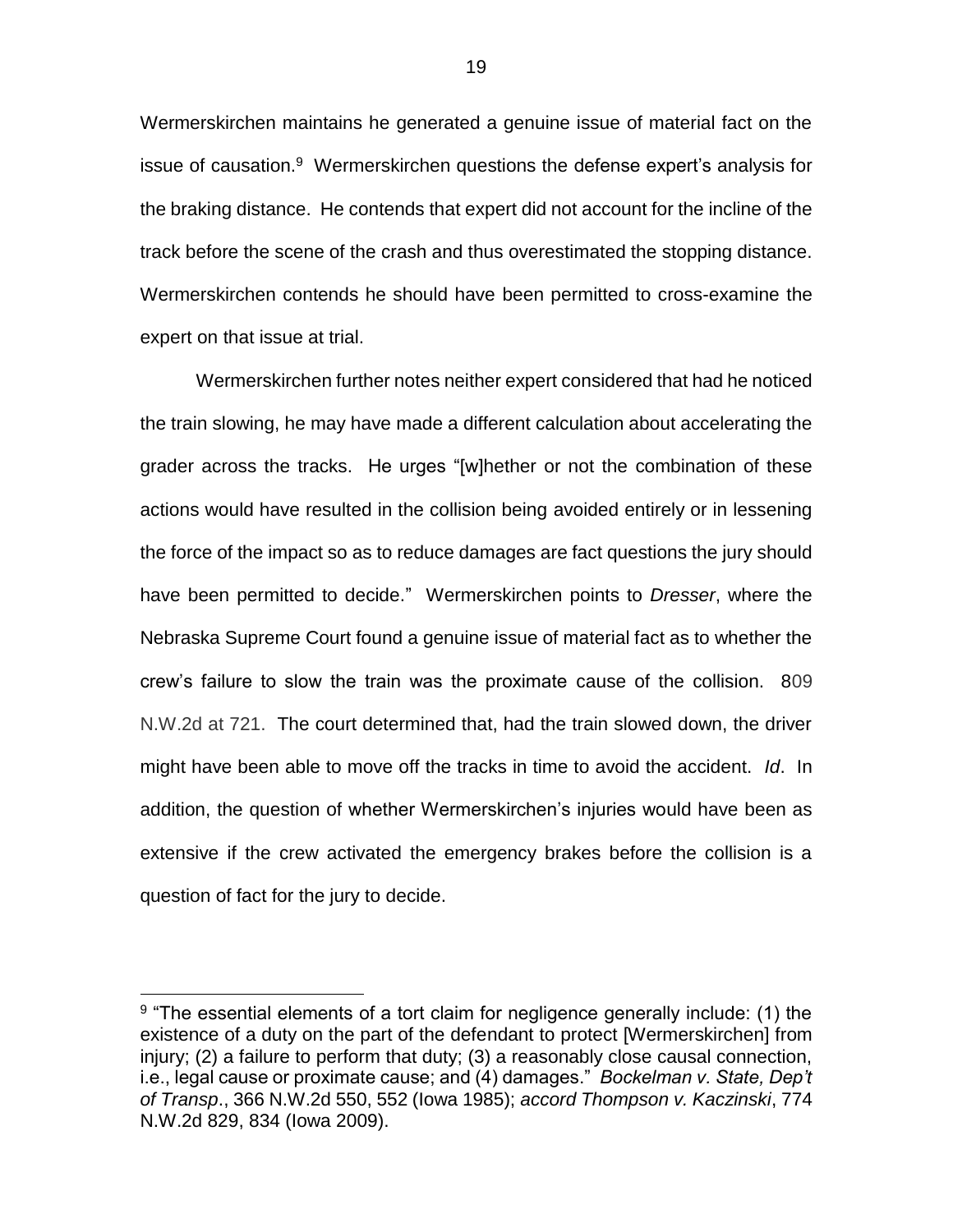Wermerskirchen maintains he generated a genuine issue of material fact on the issue of causation.[9] Wermerskirchen questions the defense expert's analysis for the braking distance. He contends that expert did not account for the incline of the track before the scene of the crash and thus overestimated the stopping distance. Wermerskirchen contends he should have been permitted to cross-examine the expert on that issue at trial.

Wermerskirchen further notes neither expert considered that had he noticed the train slowing, he may have made a different calculation about accelerating the grader across the tracks. He urges "[w]hether or not the combination of these actions would have resulted in the collision being avoided entirely or in lessening the force of the impact so as to reduce damages are fact questions the jury should have been permitted to decide." Wermerskirchen points to *Dresser*, where the Nebraska Supreme Court found a genuine issue of material fact as to whether the crew's failure to slow the train was the proximate cause of the collision. 809 N.W.2d at 721. The court determined that, had the train slowed down, the driver might have been able to move off the tracks in time to avoid the accident. *Id*. In addition, the question of whether Wermerskirchen's injuries would have been as extensive if the crew activated the emergency brakes before the collision is a question of fact for the jury to decide.

---

[9] "The essential elements of a tort claim for negligence generally include: (1) the existence of a duty on the part of the defendant to protect [Wermerskirchen] from injury; (2) a failure to perform that duty; (3) a reasonably close causal connection, i.e., legal cause or proximate cause; and (4) damages." *Bockelman v. State, Dep't of Transp*., 366 N.W.2d 550, 552 (Iowa 1985); *accord Thompson v. Kaczinski*, 774 N.W.2d 829, 834 (Iowa 2009).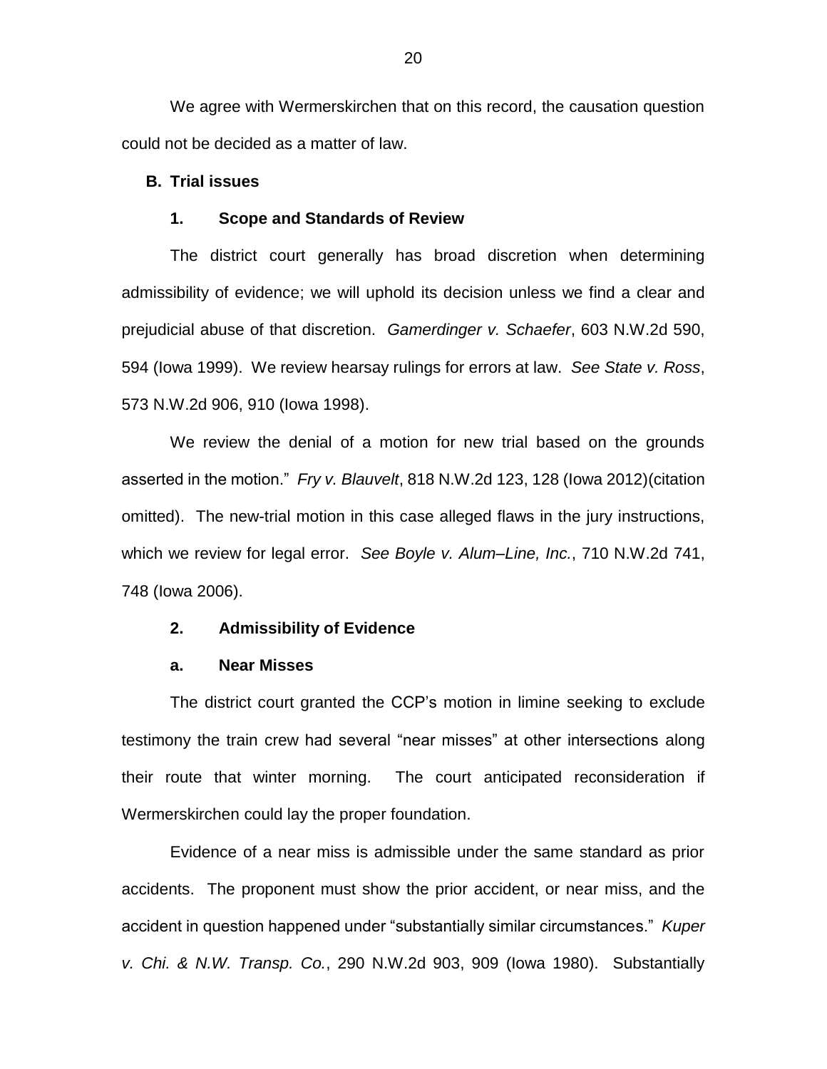We agree with Wermerskirchen that on this record, the causation question could not be decided as a matter of law.

### B. Trial issues

#### 1. Scope and Standards of Review

The district court generally has broad discretion when determining admissibility of evidence; we will uphold its decision unless we find a clear and prejudicial abuse of that discretion. *Gamerdinger v. Schaefer*, 603 N.W.2d 590, 594 (Iowa 1999). We review hearsay rulings for errors at law. *See State v. Ross*, 573 N.W.2d 906, 910 (Iowa 1998).

We review the denial of a motion for new trial based on the grounds asserted in the motion." *Fry v. Blauvelt*, 818 N.W.2d 123, 128 (Iowa 2012)(citation omitted). The new-trial motion in this case alleged flaws in the jury instructions, which we review for legal error. *See Boyle v. Alum–Line, Inc.*, 710 N.W.2d 741, 748 (Iowa 2006).

#### 2. Admissibility of Evidence

##### a. Near Misses

The district court granted the CCP's motion in limine seeking to exclude testimony the train crew had several "near misses" at other intersections along their route that winter morning. The court anticipated reconsideration if Wermerskirchen could lay the proper foundation.

Evidence of a near miss is admissible under the same standard as prior accidents. The proponent must show the prior accident, or near miss, and the accident in question happened under "substantially similar circumstances." *Kuper v. Chi. & N.W. Transp. Co.*, 290 N.W.2d 903, 909 (Iowa 1980). Substantially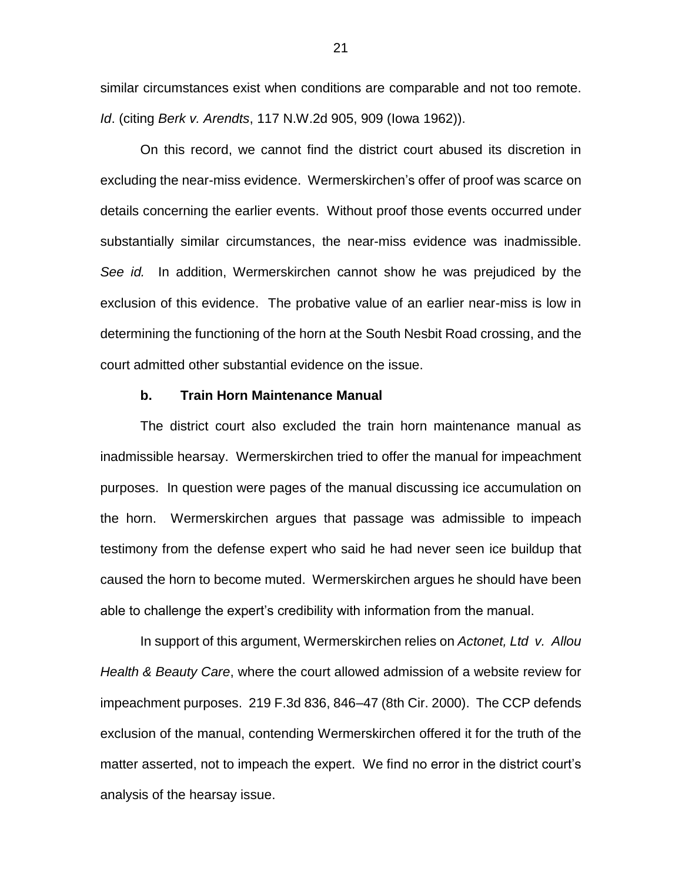similar circumstances exist when conditions are comparable and not too remote. *Id*. (citing *Berk v. Arendts*, 117 N.W.2d 905, 909 (Iowa 1962)).

On this record, we cannot find the district court abused its discretion in excluding the near-miss evidence. Wermerskirchen's offer of proof was scarce on details concerning the earlier events. Without proof those events occurred under substantially similar circumstances, the near-miss evidence was inadmissible. *See id.* In addition, Wermerskirchen cannot show he was prejudiced by the exclusion of this evidence. The probative value of an earlier near-miss is low in determining the functioning of the horn at the South Nesbit Road crossing, and the court admitted other substantial evidence on the issue.

**b. Train Horn Maintenance Manual**

The district court also excluded the train horn maintenance manual as inadmissible hearsay. Wermerskirchen tried to offer the manual for impeachment purposes. In question were pages of the manual discussing ice accumulation on the horn. Wermerskirchen argues that passage was admissible to impeach testimony from the defense expert who said he had never seen ice buildup that caused the horn to become muted. Wermerskirchen argues he should have been able to challenge the expert's credibility with information from the manual.

In support of this argument, Wermerskirchen relies on *Actonet, Ltd v. Allou Health & Beauty Care*, where the court allowed admission of a website review for impeachment purposes. 219 F.3d 836, 846–47 (8th Cir. 2000). The CCP defends exclusion of the manual, contending Wermerskirchen offered it for the truth of the matter asserted, not to impeach the expert. We find no error in the district court's analysis of the hearsay issue.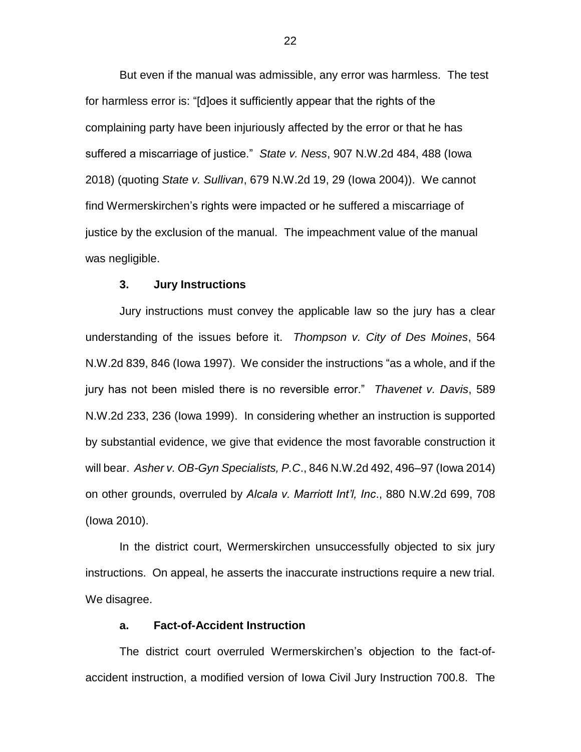But even if the manual was admissible, any error was harmless. The test for harmless error is: "[d]oes it sufficiently appear that the rights of the complaining party have been injuriously affected by the error or that he has suffered a miscarriage of justice." *State v. Ness*, 907 N.W.2d 484, 488 (Iowa 2018) (quoting *State v. Sullivan*, 679 N.W.2d 19, 29 (Iowa 2004)). We cannot find Wermerskirchen's rights were impacted or he suffered a miscarriage of justice by the exclusion of the manual. The impeachment value of the manual was negligible.

### 3. Jury Instructions

Jury instructions must convey the applicable law so the jury has a clear understanding of the issues before it. *Thompson v. City of Des Moines*, 564 N.W.2d 839, 846 (Iowa 1997). We consider the instructions "as a whole, and if the jury has not been misled there is no reversible error." *Thavenet v. Davis*, 589 N.W.2d 233, 236 (Iowa 1999). In considering whether an instruction is supported by substantial evidence, we give that evidence the most favorable construction it will bear. *Asher v. OB-Gyn Specialists, P.C*., 846 N.W.2d 492, 496–97 (Iowa 2014) on other grounds, overruled by *Alcala v. Marriott Int'l, Inc*., 880 N.W.2d 699, 708 (Iowa 2010).

In the district court, Wermerskirchen unsuccessfully objected to six jury instructions. On appeal, he asserts the inaccurate instructions require a new trial. We disagree.

#### a. Fact-of-Accident Instruction

The district court overruled Wermerskirchen's objection to the fact-of-accident instruction, a modified version of Iowa Civil Jury Instruction 700.8. The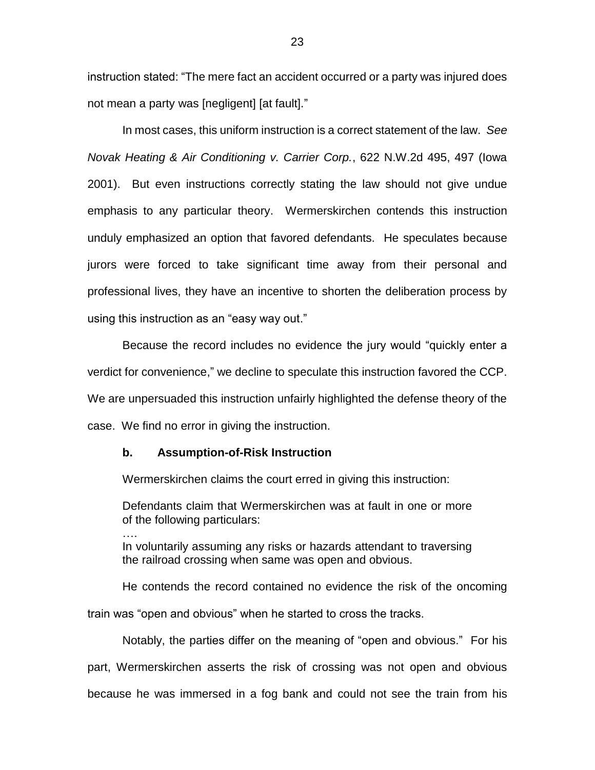instruction stated: "The mere fact an accident occurred or a party was injured does not mean a party was [negligent] [at fault]."

In most cases, this uniform instruction is a correct statement of the law. *See Novak Heating & Air Conditioning v. Carrier Corp.*, 622 N.W.2d 495, 497 (Iowa 2001). But even instructions correctly stating the law should not give undue emphasis to any particular theory. Wermerskirchen contends this instruction unduly emphasized an option that favored defendants. He speculates because jurors were forced to take significant time away from their personal and professional lives, they have an incentive to shorten the deliberation process by using this instruction as an "easy way out."

Because the record includes no evidence the jury would "quickly enter a verdict for convenience," we decline to speculate this instruction favored the CCP. We are unpersuaded this instruction unfairly highlighted the defense theory of the case. We find no error in giving the instruction.

**b. Assumption-of-Risk Instruction**

Wermerskirchen claims the court erred in giving this instruction:

> Defendants claim that Wermerskirchen was at fault in one or more of the following particulars:
> ….
> In voluntarily assuming any risks or hazards attendant to traversing the railroad crossing when same was open and obvious.

He contends the record contained no evidence the risk of the oncoming train was "open and obvious" when he started to cross the tracks.

Notably, the parties differ on the meaning of "open and obvious." For his part, Wermerskirchen asserts the risk of crossing was not open and obvious because he was immersed in a fog bank and could not see the train from his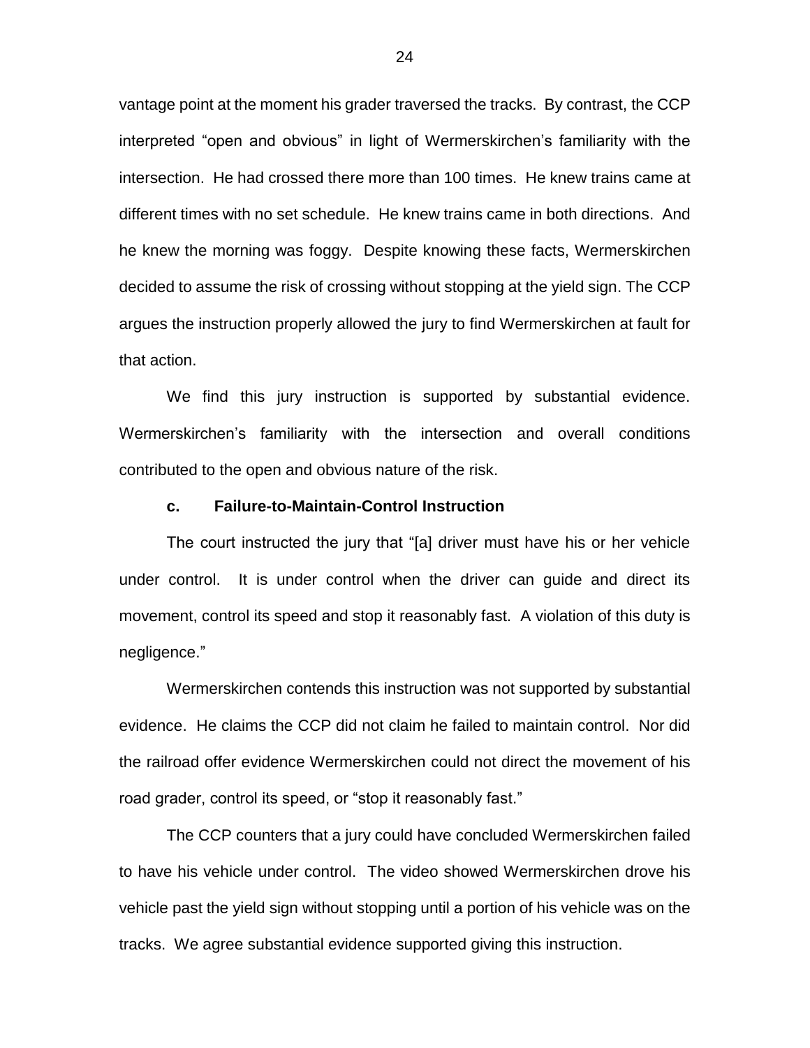vantage point at the moment his grader traversed the tracks. By contrast, the CCP interpreted "open and obvious" in light of Wermerskirchen's familiarity with the intersection. He had crossed there more than 100 times. He knew trains came at different times with no set schedule. He knew trains came in both directions. And he knew the morning was foggy. Despite knowing these facts, Wermerskirchen decided to assume the risk of crossing without stopping at the yield sign. The CCP argues the instruction properly allowed the jury to find Wermerskirchen at fault for that action.

We find this jury instruction is supported by substantial evidence. Wermerskirchen's familiarity with the intersection and overall conditions contributed to the open and obvious nature of the risk.

### c. Failure-to-Maintain-Control Instruction

The court instructed the jury that "[a] driver must have his or her vehicle under control. It is under control when the driver can guide and direct its movement, control its speed and stop it reasonably fast. A violation of this duty is negligence."

Wermerskirchen contends this instruction was not supported by substantial evidence. He claims the CCP did not claim he failed to maintain control. Nor did the railroad offer evidence Wermerskirchen could not direct the movement of his road grader, control its speed, or "stop it reasonably fast."

The CCP counters that a jury could have concluded Wermerskirchen failed to have his vehicle under control. The video showed Wermerskirchen drove his vehicle past the yield sign without stopping until a portion of his vehicle was on the tracks. We agree substantial evidence supported giving this instruction.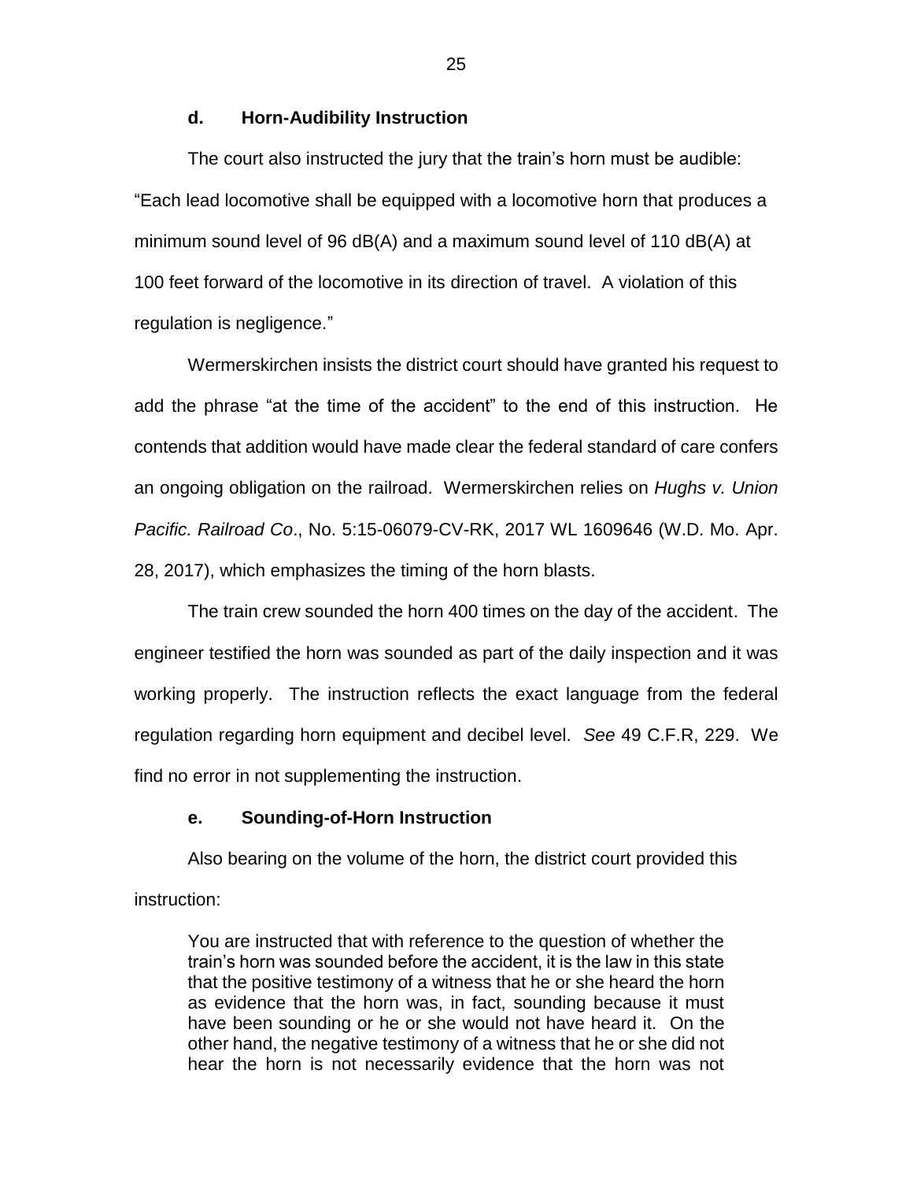#### d. Horn-Audibility Instruction

The court also instructed the jury that the train's horn must be audible: "Each lead locomotive shall be equipped with a locomotive horn that produces a minimum sound level of 96 dB(A) and a maximum sound level of 110 dB(A) at 100 feet forward of the locomotive in its direction of travel. A violation of this regulation is negligence."

Wermerskirchen insists the district court should have granted his request to add the phrase "at the time of the accident" to the end of this instruction. He contends that addition would have made clear the federal standard of care confers an ongoing obligation on the railroad. Wermerskirchen relies on *Hughs v. Union Pacific. Railroad Co*., No. 5:15-06079-CV-RK, 2017 WL 1609646 (W.D. Mo. Apr. 28, 2017), which emphasizes the timing of the horn blasts.

The train crew sounded the horn 400 times on the day of the accident. The engineer testified the horn was sounded as part of the daily inspection and it was working properly. The instruction reflects the exact language from the federal regulation regarding horn equipment and decibel level. *See* 49 C.F.R, 229. We find no error in not supplementing the instruction.

#### e. Sounding-of-Horn Instruction

Also bearing on the volume of the horn, the district court provided this instruction:

> You are instructed that with reference to the question of whether the train's horn was sounded before the accident, it is the law in this state that the positive testimony of a witness that he or she heard the horn as evidence that the horn was, in fact, sounding because it must have been sounding or he or she would not have heard it. On the other hand, the negative testimony of a witness that he or she did not hear the horn is not necessarily evidence that the horn was not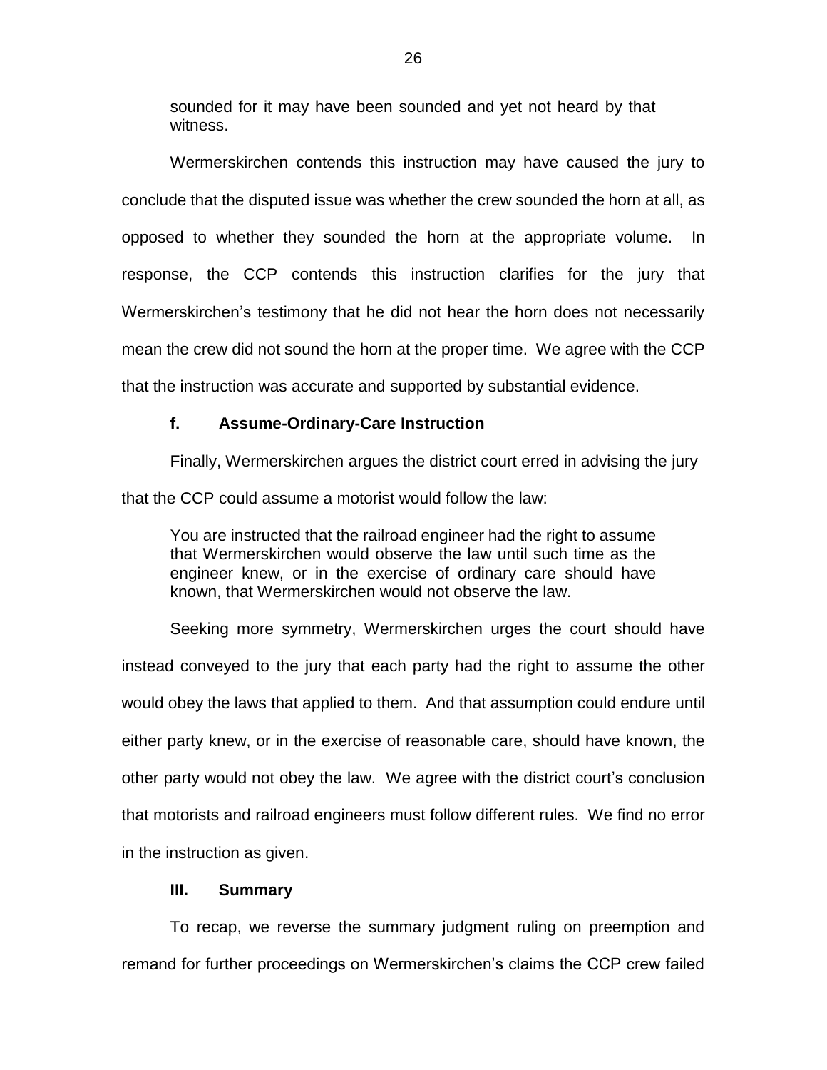> sounded for it may have been sounded and yet not heard by that witness.

Wermerskirchen contends this instruction may have caused the jury to conclude that the disputed issue was whether the crew sounded the horn at all, as opposed to whether they sounded the horn at the appropriate volume. In response, the CCP contends this instruction clarifies for the jury that Wermerskirchen's testimony that he did not hear the horn does not necessarily mean the crew did not sound the horn at the proper time. We agree with the CCP that the instruction was accurate and supported by substantial evidence.

#### f. Assume-Ordinary-Care Instruction

Finally, Wermerskirchen argues the district court erred in advising the jury that the CCP could assume a motorist would follow the law:

> You are instructed that the railroad engineer had the right to assume that Wermerskirchen would observe the law until such time as the engineer knew, or in the exercise of ordinary care should have known, that Wermerskirchen would not observe the law.

Seeking more symmetry, Wermerskirchen urges the court should have instead conveyed to the jury that each party had the right to assume the other would obey the laws that applied to them. And that assumption could endure until either party knew, or in the exercise of reasonable care, should have known, the other party would not obey the law. We agree with the district court's conclusion that motorists and railroad engineers must follow different rules. We find no error in the instruction as given.

### III. Summary

To recap, we reverse the summary judgment ruling on preemption and remand for further proceedings on Wermerskirchen's claims the CCP crew failed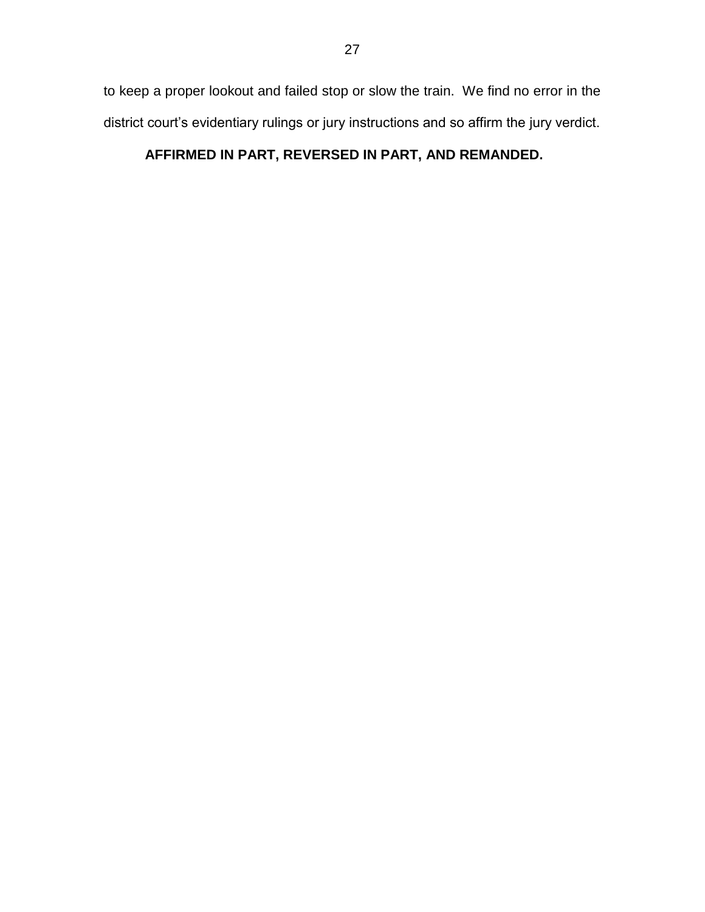to keep a proper lookout and failed stop or slow the train. We find no error in the district court's evidentiary rulings or jury instructions and so affirm the jury verdict.

**AFFIRMED IN PART, REVERSED IN PART, AND REMANDED.**